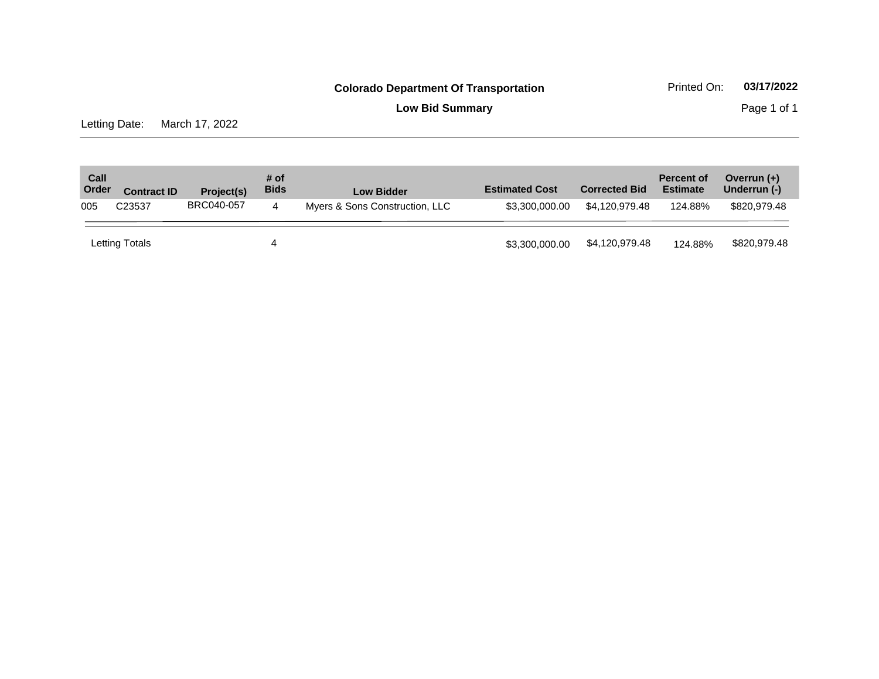**Colorado Department Of Transportation**

**Low Bid Summary**

Printed On: **03/17/2022**

Letting Date: March 17, 2022

| Call Order | Contract ID | Project(s) | # of Bids | Low Bidder | Estimated Cost | Corrected Bid | Percent of Estimate | Overrun (+) Underrun (-) |
|---|---|---|---|---|---|---|---|---|
| 005 | C23537 | BRC040-057 | 4 | Myers & Sons Construction, LLC | $3,300,000.00 | $4,120,979.48 | 124.88% | $820,979.48 |
| Letting Totals | | | 4 | | $3,300,000.00 | $4,120,979.48 | 124.88% | $820,979.48 |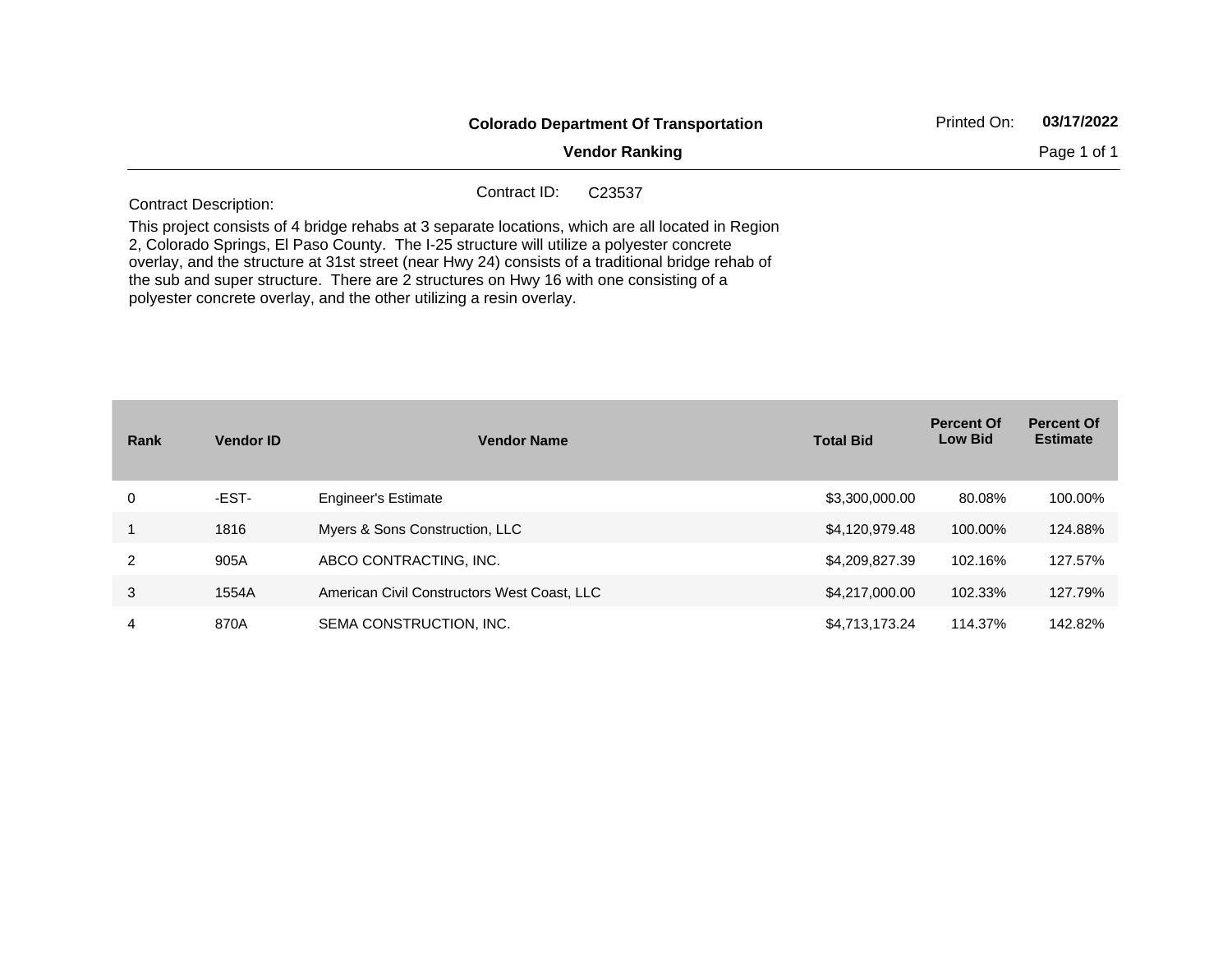**Colorado Department Of Transportation**

**Vendor Ranking**

Printed On: **03/17/2022**

Contract ID: C23537

Contract Description:

This project consists of 4 bridge rehabs at 3 separate locations, which are all located in Region 2, Colorado Springs, El Paso County. The I-25 structure will utilize a polyester concrete overlay, and the structure at 31st street (near Hwy 24) consists of a traditional bridge rehab of the sub and super structure. There are 2 structures on Hwy 16 with one consisting of a polyester concrete overlay, and the other utilizing a resin overlay.

| Rank | Vendor ID | Vendor Name | Total Bid | Percent Of Low Bid | Percent Of Estimate |
|---|---|---|---|---|---|
| 0 | -EST- | Engineer's Estimate | $3,300,000.00 | 80.08% | 100.00% |
| 1 | 1816 | Myers & Sons Construction, LLC | $4,120,979.48 | 100.00% | 124.88% |
| 2 | 905A | ABCO CONTRACTING, INC. | $4,209,827.39 | 102.16% | 127.57% |
| 3 | 1554A | American Civil Constructors West Coast, LLC | $4,217,000.00 | 102.33% | 127.79% |
| 4 | 870A | SEMA CONSTRUCTION, INC. | $4,713,173.24 | 114.37% | 142.82% |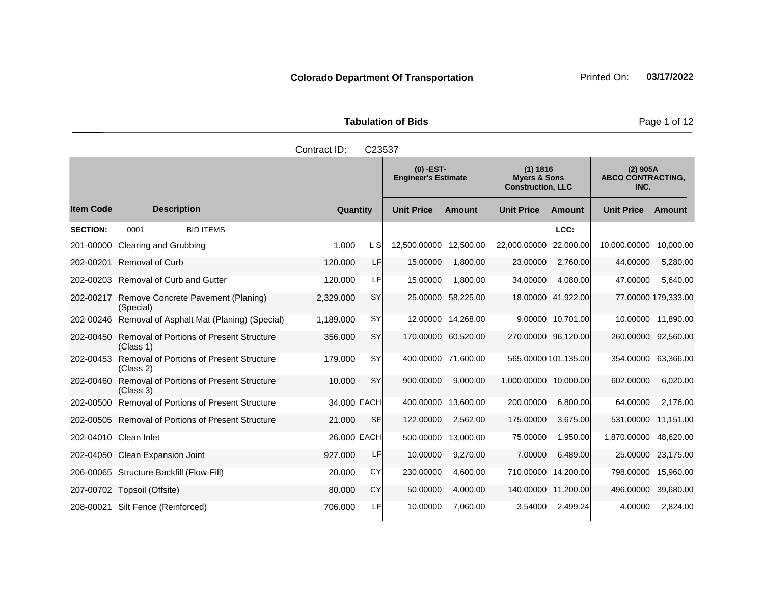**Colorado Department Of Transportation** Printed On: **03/17/2022**

**Tabulation of Bids**

Contract ID: C23537

| Item Code | Description | Quantity | | (0) -EST- Engineer's Estimate | | (1) 1816 Myers & Sons Construction, LLC | | (2) 905A ABCO CONTRACTING, INC. | |
|---|---|---|---|---|---|---|---|---|---|
| | | | | Unit Price | Amount | Unit Price | Amount | Unit Price | Amount |
| **SECTION:** | 0001 BID ITEMS | | | | | | LCC: | | |
| 201-00000 | Clearing and Grubbing | 1.000 | L S | 12,500.00000 | 12,500.00 | 22,000.00000 | 22,000.00 | 10,000.00000 | 10,000.00 |
| 202-00201 | Removal of Curb | 120.000 | LF | 15.00000 | 1,800.00 | 23.00000 | 2,760.00 | 44.00000 | 5,280.00 |
| 202-00203 | Removal of Curb and Gutter | 120.000 | LF | 15.00000 | 1,800.00 | 34.00000 | 4,080.00 | 47.00000 | 5,640.00 |
| 202-00217 | Remove Concrete Pavement (Planing) (Special) | 2,329.000 | SY | 25.00000 | 58,225.00 | 18.00000 | 41,922.00 | 77.00000 | 179,333.00 |
| 202-00246 | Removal of Asphalt Mat (Planing) (Special) | 1,189.000 | SY | 12.00000 | 14,268.00 | 9.00000 | 10,701.00 | 10.00000 | 11,890.00 |
| 202-00450 | Removal of Portions of Present Structure (Class 1) | 356.000 | SY | 170.00000 | 60,520.00 | 270.00000 | 96,120.00 | 260.00000 | 92,560.00 |
| 202-00453 | Removal of Portions of Present Structure (Class 2) | 179.000 | SY | 400.00000 | 71,600.00 | 565.00000 | 101,135.00 | 354.00000 | 63,366.00 |
| 202-00460 | Removal of Portions of Present Structure (Class 3) | 10.000 | SY | 900.00000 | 9,000.00 | 1,000.00000 | 10,000.00 | 602.00000 | 6,020.00 |
| 202-00500 | Removal of Portions of Present Structure | 34.000 | EACH | 400.00000 | 13,600.00 | 200.00000 | 6,800.00 | 64.00000 | 2,176.00 |
| 202-00505 | Removal of Portions of Present Structure | 21.000 | SF | 122.00000 | 2,562.00 | 175.00000 | 3,675.00 | 531.00000 | 11,151.00 |
| 202-04010 | Clean Inlet | 26.000 | EACH | 500.00000 | 13,000.00 | 75.00000 | 1,950.00 | 1,870.00000 | 48,620.00 |
| 202-04050 | Clean Expansion Joint | 927.000 | LF | 10.00000 | 9,270.00 | 7.00000 | 6,489.00 | 25.00000 | 23,175.00 |
| 206-00065 | Structure Backfill (Flow-Fill) | 20.000 | CY | 230.00000 | 4,600.00 | 710.00000 | 14,200.00 | 798.00000 | 15,960.00 |
| 207-00702 | Topsoil (Offsite) | 80.000 | CY | 50.00000 | 4,000.00 | 140.00000 | 11,200.00 | 496.00000 | 39,680.00 |
| 208-00021 | Silt Fence (Reinforced) | 706.000 | LF | 10.00000 | 7,060.00 | 3.54000 | 2,499.24 | 4.00000 | 2,824.00 |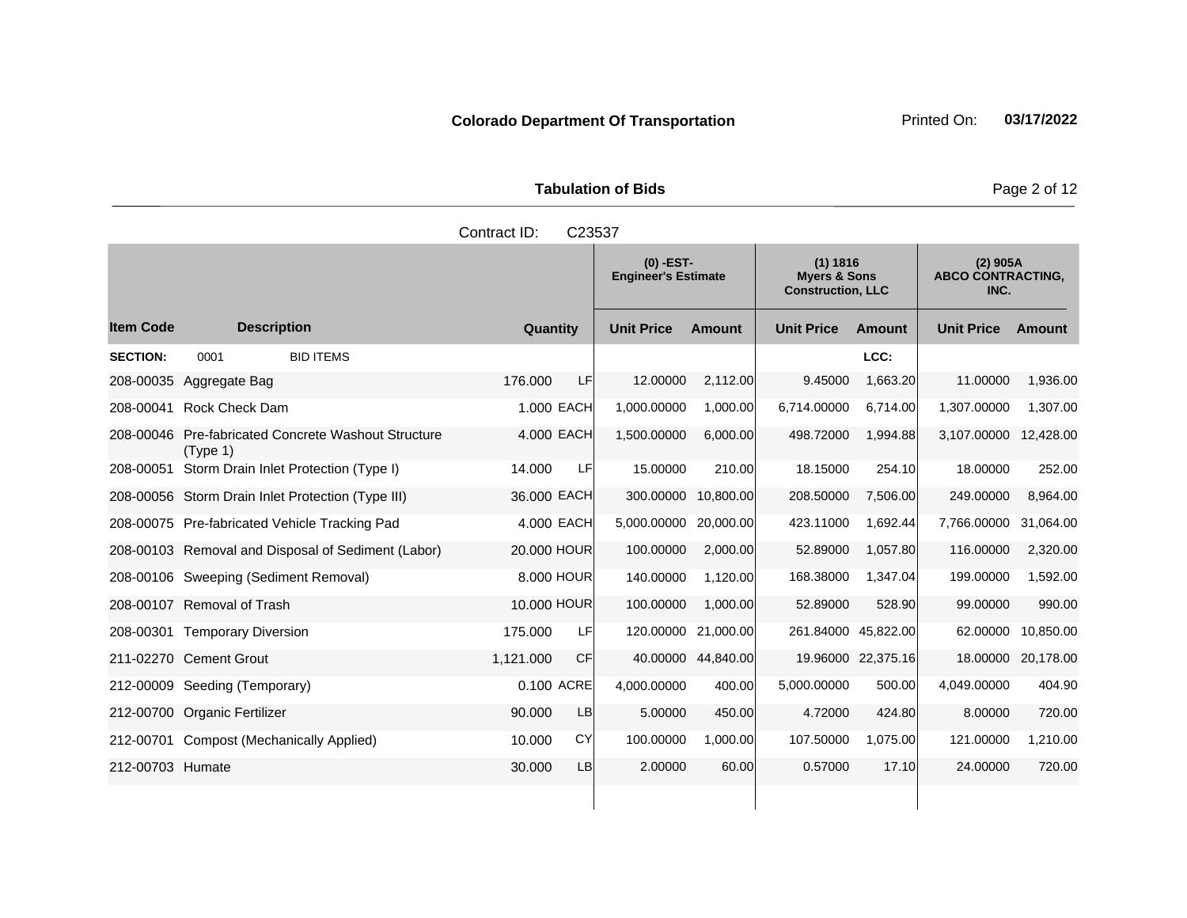**Colorado Department Of Transportation** Printed On: **03/17/2022**

**Tabulation of Bids**

Contract ID: C23537

| Item Code | Description | Quantity | | (0) -EST- Engineer's Estimate | | (1) 1816 Myers & Sons Construction, LLC | | (2) 905A ABCO CONTRACTING, INC. | |
|---|---|---|---|---|---|---|---|---|---|
| | | | | Unit Price | Amount | Unit Price | Amount | Unit Price | Amount |
| **SECTION:** | 0001 BID ITEMS | | | | | | **LCC:** | | |
| 208-00035 | Aggregate Bag | 176.000 | LF | 12.00000 | 2,112.00 | 9.45000 | 1,663.20 | 11.00000 | 1,936.00 |
| 208-00041 | Rock Check Dam | 1.000 | EACH | 1,000.00000 | 1,000.00 | 6,714.00000 | 6,714.00 | 1,307.00000 | 1,307.00 |
| 208-00046 | Pre-fabricated Concrete Washout Structure (Type 1) | 4.000 | EACH | 1,500.00000 | 6,000.00 | 498.72000 | 1,994.88 | 3,107.00000 | 12,428.00 |
| 208-00051 | Storm Drain Inlet Protection (Type I) | 14.000 | LF | 15.00000 | 210.00 | 18.15000 | 254.10 | 18.00000 | 252.00 |
| 208-00056 | Storm Drain Inlet Protection (Type III) | 36.000 | EACH | 300.00000 | 10,800.00 | 208.50000 | 7,506.00 | 249.00000 | 8,964.00 |
| 208-00075 | Pre-fabricated Vehicle Tracking Pad | 4.000 | EACH | 5,000.00000 | 20,000.00 | 423.11000 | 1,692.44 | 7,766.00000 | 31,064.00 |
| 208-00103 | Removal and Disposal of Sediment (Labor) | 20.000 | HOUR | 100.00000 | 2,000.00 | 52.89000 | 1,057.80 | 116.00000 | 2,320.00 |
| 208-00106 | Sweeping (Sediment Removal) | 8.000 | HOUR | 140.00000 | 1,120.00 | 168.38000 | 1,347.04 | 199.00000 | 1,592.00 |
| 208-00107 | Removal of Trash | 10.000 | HOUR | 100.00000 | 1,000.00 | 52.89000 | 528.90 | 99.00000 | 990.00 |
| 208-00301 | Temporary Diversion | 175.000 | LF | 120.00000 | 21,000.00 | 261.84000 | 45,822.00 | 62.00000 | 10,850.00 |
| 211-02270 | Cement Grout | 1,121.000 | CF | 40.00000 | 44,840.00 | 19.96000 | 22,375.16 | 18.00000 | 20,178.00 |
| 212-00009 | Seeding (Temporary) | 0.100 | ACRE | 4,000.00000 | 400.00 | 5,000.00000 | 500.00 | 4,049.00000 | 404.90 |
| 212-00700 | Organic Fertilizer | 90.000 | LB | 5.00000 | 450.00 | 4.72000 | 424.80 | 8.00000 | 720.00 |
| 212-00701 | Compost (Mechanically Applied) | 10.000 | CY | 100.00000 | 1,000.00 | 107.50000 | 1,075.00 | 121.00000 | 1,210.00 |
| 212-00703 | Humate | 30.000 | LB | 2.00000 | 60.00 | 0.57000 | 17.10 | 24.00000 | 720.00 |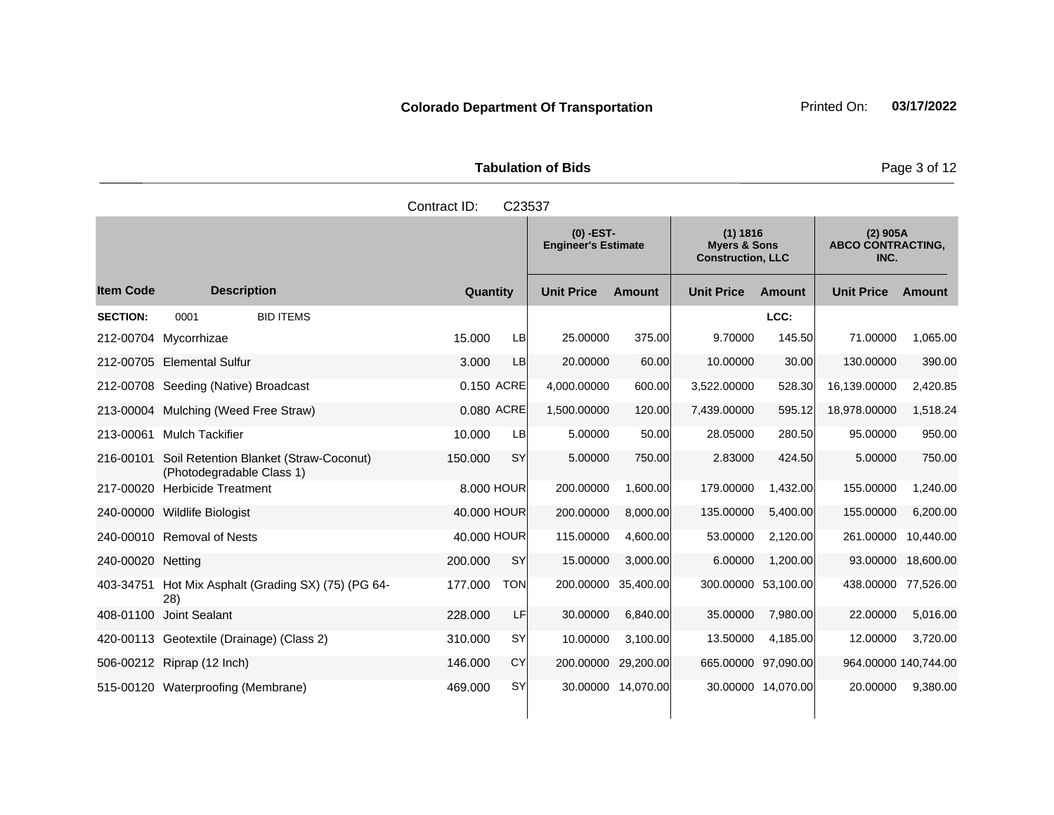**Colorado Department Of Transportation** Printed On: **03/17/2022**

**Tabulation of Bids**

Contract ID: C23537

| Item Code | Description | Quantity | | (0) -EST- Engineer's Estimate | | (1) 1816 Myers & Sons Construction, LLC | | (2) 905A ABCO CONTRACTING, INC. | |
|---|---|---|---|---|---|---|---|---|---|
| | | | | Unit Price | Amount | Unit Price | Amount | Unit Price | Amount |
| **SECTION:** | 0001 BID ITEMS | | | | | | LCC: | | |
| 212-00704 | Mycorrhizae | 15.000 | LB | 25.00000 | 375.00 | 9.70000 | 145.50 | 71.00000 | 1,065.00 |
| 212-00705 | Elemental Sulfur | 3.000 | LB | 20.00000 | 60.00 | 10.00000 | 30.00 | 130.00000 | 390.00 |
| 212-00708 | Seeding (Native) Broadcast | 0.150 | ACRE | 4,000.00000 | 600.00 | 3,522.00000 | 528.30 | 16,139.00000 | 2,420.85 |
| 213-00004 | Mulching (Weed Free Straw) | 0.080 | ACRE | 1,500.00000 | 120.00 | 7,439.00000 | 595.12 | 18,978.00000 | 1,518.24 |
| 213-00061 | Mulch Tackifier | 10.000 | LB | 5.00000 | 50.00 | 28.05000 | 280.50 | 95.00000 | 950.00 |
| 216-00101 | Soil Retention Blanket (Straw-Coconut) (Photodegradable Class 1) | 150.000 | SY | 5.00000 | 750.00 | 2.83000 | 424.50 | 5.00000 | 750.00 |
| 217-00020 | Herbicide Treatment | 8.000 | HOUR | 200.00000 | 1,600.00 | 179.00000 | 1,432.00 | 155.00000 | 1,240.00 |
| 240-00000 | Wildlife Biologist | 40.000 | HOUR | 200.00000 | 8,000.00 | 135.00000 | 5,400.00 | 155.00000 | 6,200.00 |
| 240-00010 | Removal of Nests | 40.000 | HOUR | 115.00000 | 4,600.00 | 53.00000 | 2,120.00 | 261.00000 | 10,440.00 |
| 240-00020 | Netting | 200.000 | SY | 15.00000 | 3,000.00 | 6.00000 | 1,200.00 | 93.00000 | 18,600.00 |
| 403-34751 | Hot Mix Asphalt (Grading SX) (75) (PG 64-28) | 177.000 | TON | 200.00000 | 35,400.00 | 300.00000 | 53,100.00 | 438.00000 | 77,526.00 |
| 408-01100 | Joint Sealant | 228.000 | LF | 30.00000 | 6,840.00 | 35.00000 | 7,980.00 | 22.00000 | 5,016.00 |
| 420-00113 | Geotextile (Drainage) (Class 2) | 310.000 | SY | 10.00000 | 3,100.00 | 13.50000 | 4,185.00 | 12.00000 | 3,720.00 |
| 506-00212 | Riprap (12 Inch) | 146.000 | CY | 200.00000 | 29,200.00 | 665.00000 | 97,090.00 | 964.00000 | 140,744.00 |
| 515-00120 | Waterproofing (Membrane) | 469.000 | SY | 30.00000 | 14,070.00 | 30.00000 | 14,070.00 | 20.00000 | 9,380.00 |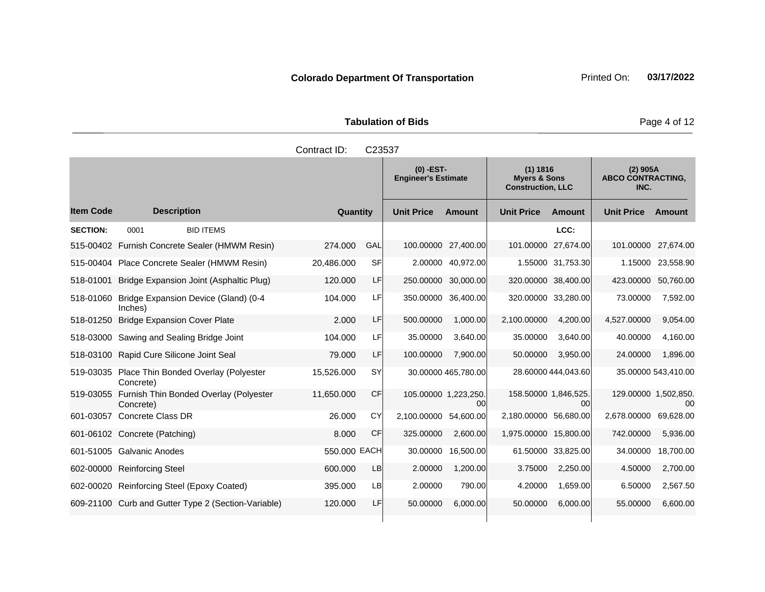**Colorado Department Of Transportation** Printed On: **03/17/2022**

**Tabulation of Bids**

Contract ID: C23537

| | | | | (0) -EST- Engineer's Estimate | | (1) 1816 Myers & Sons Construction, LLC | | (2) 905A ABCO CONTRACTING, INC. | |
|---|---|---|---|---|---|---|---|---|---|
| **Item Code** | **Description** | **Quantity** | | **Unit Price** | **Amount** | **Unit Price** | **Amount** | **Unit Price** | **Amount** |
| **SECTION:** | 0001 BID ITEMS | | | | | | **LCC:** | | |
| 515-00402 | Furnish Concrete Sealer (HMWM Resin) | 274.000 | GAL | 100.00000 | 27,400.00 | 101.00000 | 27,674.00 | 101.00000 | 27,674.00 |
| 515-00404 | Place Concrete Sealer (HMWM Resin) | 20,486.000 | SF | 2.00000 | 40,972.00 | 1.55000 | 31,753.30 | 1.15000 | 23,558.90 |
| 518-01001 | Bridge Expansion Joint (Asphaltic Plug) | 120.000 | LF | 250.00000 | 30,000.00 | 320.00000 | 38,400.00 | 423.00000 | 50,760.00 |
| 518-01060 | Bridge Expansion Device (Gland) (0-4 Inches) | 104.000 | LF | 350.00000 | 36,400.00 | 320.00000 | 33,280.00 | 73.00000 | 7,592.00 |
| 518-01250 | Bridge Expansion Cover Plate | 2.000 | LF | 500.00000 | 1,000.00 | 2,100.00000 | 4,200.00 | 4,527.00000 | 9,054.00 |
| 518-03000 | Sawing and Sealing Bridge Joint | 104.000 | LF | 35.00000 | 3,640.00 | 35.00000 | 3,640.00 | 40.00000 | 4,160.00 |
| 518-03100 | Rapid Cure Silicone Joint Seal | 79.000 | LF | 100.00000 | 7,900.00 | 50.00000 | 3,950.00 | 24.00000 | 1,896.00 |
| 519-03035 | Place Thin Bonded Overlay (Polyester Concrete) | 15,526.000 | SY | 30.00000 | 465,780.00 | 28.60000 | 444,043.60 | 35.00000 | 543,410.00 |
| 519-03055 | Furnish Thin Bonded Overlay (Polyester Concrete) | 11,650.000 | CF | 105.00000 | 1,223,250.00 | 158.50000 | 1,846,525.00 | 129.00000 | 1,502,850.00 |
| 601-03057 | Concrete Class DR | 26.000 | CY | 2,100.00000 | 54,600.00 | 2,180.00000 | 56,680.00 | 2,678.00000 | 69,628.00 |
| 601-06102 | Concrete (Patching) | 8.000 | CF | 325.00000 | 2,600.00 | 1,975.00000 | 15,800.00 | 742.00000 | 5,936.00 |
| 601-51005 | Galvanic Anodes | 550.000 | EACH | 30.00000 | 16,500.00 | 61.50000 | 33,825.00 | 34.00000 | 18,700.00 |
| 602-00000 | Reinforcing Steel | 600.000 | LB | 2.00000 | 1,200.00 | 3.75000 | 2,250.00 | 4.50000 | 2,700.00 |
| 602-00020 | Reinforcing Steel (Epoxy Coated) | 395.000 | LB | 2.00000 | 790.00 | 4.20000 | 1,659.00 | 6.50000 | 2,567.50 |
| 609-21100 | Curb and Gutter Type 2 (Section-Variable) | 120.000 | LF | 50.00000 | 6,000.00 | 50.00000 | 6,000.00 | 55.00000 | 6,600.00 |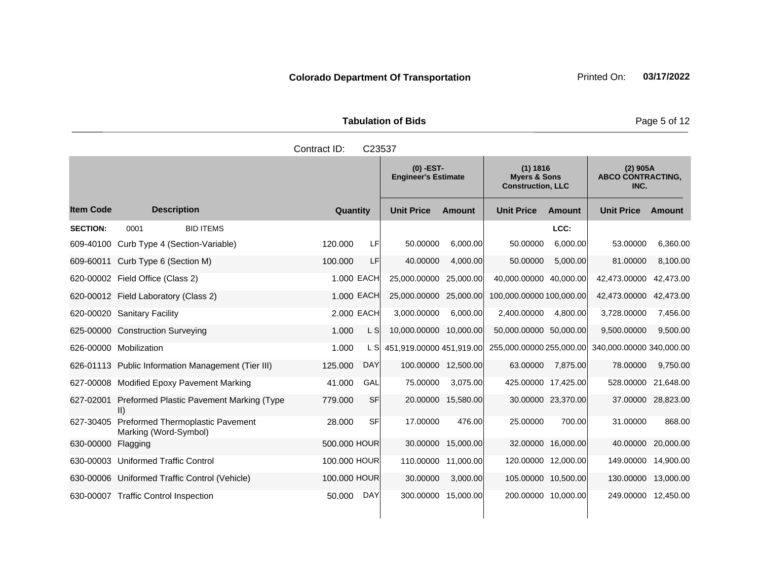**Colorado Department Of Transportation** Printed On: **03/17/2022**

**Tabulation of Bids**

Contract ID: C23537

| Item Code | Description | Quantity | | (0) -EST- Engineer's Estimate Unit Price | Amount | (1) 1816 Myers & Sons Construction, LLC Unit Price | Amount | (2) 905A ABCO CONTRACTING, INC. Unit Price | Amount |
|---|---|---|---|---|---|---|---|---|---|
| **SECTION:** | 0001 BID ITEMS | | | | | | LCC: | | |
| 609-40100 | Curb Type 4 (Section-Variable) | 120.000 | LF | 50.00000 | 6,000.00 | 50.00000 | 6,000.00 | 53.00000 | 6,360.00 |
| 609-60011 | Curb Type 6 (Section M) | 100.000 | LF | 40.00000 | 4,000.00 | 50.00000 | 5,000.00 | 81.00000 | 8,100.00 |
| 620-00002 | Field Office (Class 2) | 1.000 | EACH | 25,000.00000 | 25,000.00 | 40,000.00000 | 40,000.00 | 42,473.00000 | 42,473.00 |
| 620-00012 | Field Laboratory (Class 2) | 1.000 | EACH | 25,000.00000 | 25,000.00 | 100,000.00000 | 100,000.00 | 42,473.00000 | 42,473.00 |
| 620-00020 | Sanitary Facility | 2.000 | EACH | 3,000.00000 | 6,000.00 | 2,400.00000 | 4,800.00 | 3,728.00000 | 7,456.00 |
| 625-00000 | Construction Surveying | 1.000 | L S | 10,000.00000 | 10,000.00 | 50,000.00000 | 50,000.00 | 9,500.00000 | 9,500.00 |
| 626-00000 | Mobilization | 1.000 | L S | 451,919.00000 | 451,919.00 | 255,000.00000 | 255,000.00 | 340,000.00000 | 340,000.00 |
| 626-01113 | Public Information Management (Tier III) | 125.000 | DAY | 100.00000 | 12,500.00 | 63.00000 | 7,875.00 | 78.00000 | 9,750.00 |
| 627-00008 | Modified Epoxy Pavement Marking | 41.000 | GAL | 75.00000 | 3,075.00 | 425.00000 | 17,425.00 | 528.00000 | 21,648.00 |
| 627-02001 | Preformed Plastic Pavement Marking (Type II) | 779.000 | SF | 20.00000 | 15,580.00 | 30.00000 | 23,370.00 | 37.00000 | 28,823.00 |
| 627-30405 | Preformed Thermoplastic Pavement Marking (Word-Symbol) | 28.000 | SF | 17.00000 | 476.00 | 25.00000 | 700.00 | 31.00000 | 868.00 |
| 630-00000 | Flagging | 500.000 | HOUR | 30.00000 | 15,000.00 | 32.00000 | 16,000.00 | 40.00000 | 20,000.00 |
| 630-00003 | Uniformed Traffic Control | 100.000 | HOUR | 110.00000 | 11,000.00 | 120.00000 | 12,000.00 | 149.00000 | 14,900.00 |
| 630-00006 | Uniformed Traffic Control (Vehicle) | 100.000 | HOUR | 30.00000 | 3,000.00 | 105.00000 | 10,500.00 | 130.00000 | 13,000.00 |
| 630-00007 | Traffic Control Inspection | 50.000 | DAY | 300.00000 | 15,000.00 | 200.00000 | 10,000.00 | 249.00000 | 12,450.00 |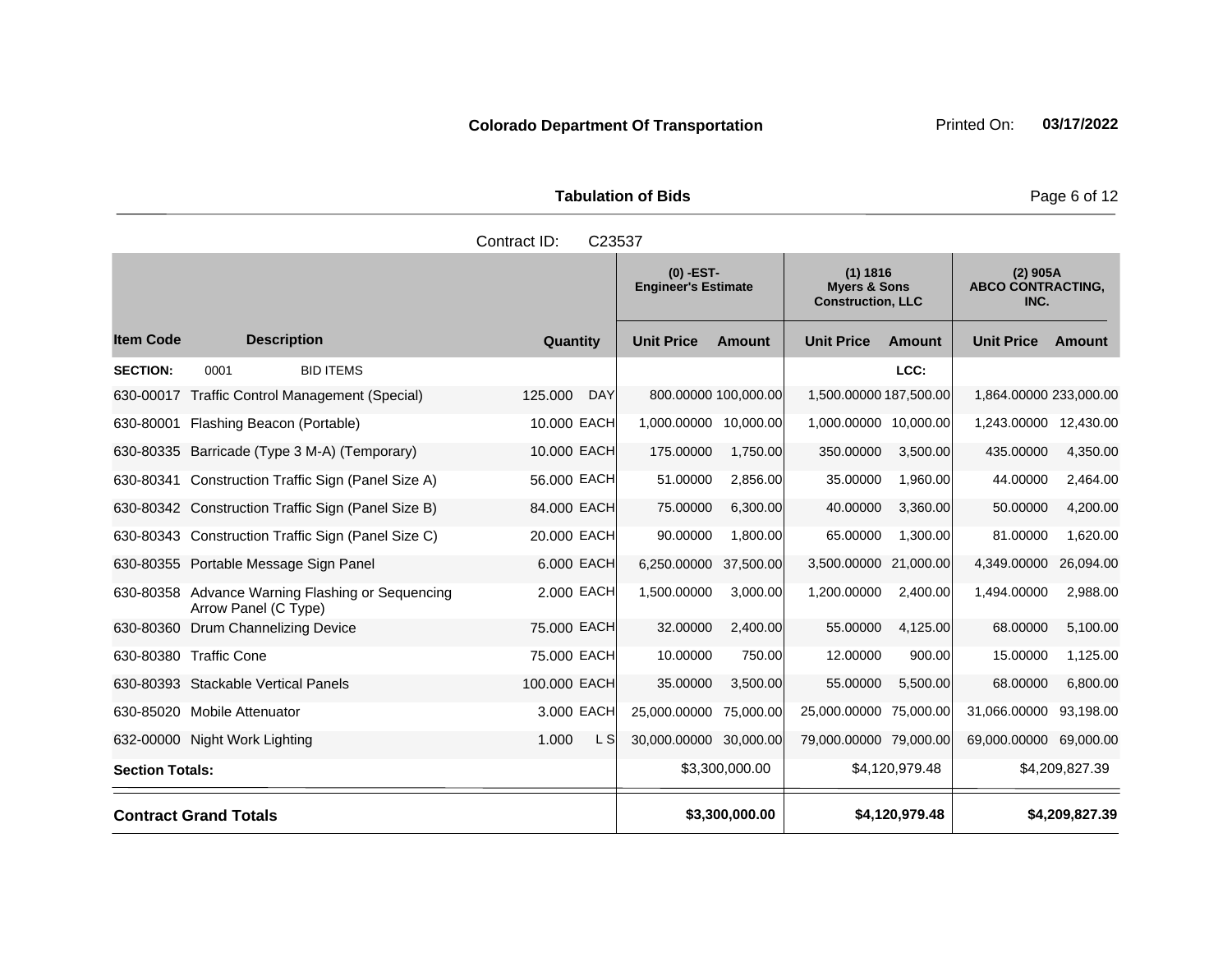**Colorado Department Of Transportation** Printed On: **03/17/2022**

**Tabulation of Bids**

Contract ID: C23537

| Item Code | Description | Quantity | | (0) -EST- Engineer's Estimate | | (1) 1816 Myers & Sons Construction, LLC | | (2) 905A ABCO CONTRACTING, INC. | |
|---|---|---|---|---|---|---|---|---|---|
| | | | | Unit Price | Amount | Unit Price | Amount | Unit Price | Amount |
| **SECTION:** | 0001 BID ITEMS | | | | | | LCC: | | |
| 630-00017 | Traffic Control Management (Special) | 125.000 | DAY | 800.00000 | 100,000.00 | 1,500.00000 | 187,500.00 | 1,864.00000 | 233,000.00 |
| 630-80001 | Flashing Beacon (Portable) | 10.000 | EACH | 1,000.00000 | 10,000.00 | 1,000.00000 | 10,000.00 | 1,243.00000 | 12,430.00 |
| 630-80335 | Barricade (Type 3 M-A) (Temporary) | 10.000 | EACH | 175.00000 | 1,750.00 | 350.00000 | 3,500.00 | 435.00000 | 4,350.00 |
| 630-80341 | Construction Traffic Sign (Panel Size A) | 56.000 | EACH | 51.00000 | 2,856.00 | 35.00000 | 1,960.00 | 44.00000 | 2,464.00 |
| 630-80342 | Construction Traffic Sign (Panel Size B) | 84.000 | EACH | 75.00000 | 6,300.00 | 40.00000 | 3,360.00 | 50.00000 | 4,200.00 |
| 630-80343 | Construction Traffic Sign (Panel Size C) | 20.000 | EACH | 90.00000 | 1,800.00 | 65.00000 | 1,300.00 | 81.00000 | 1,620.00 |
| 630-80355 | Portable Message Sign Panel | 6.000 | EACH | 6,250.00000 | 37,500.00 | 3,500.00000 | 21,000.00 | 4,349.00000 | 26,094.00 |
| 630-80358 | Advance Warning Flashing or Sequencing Arrow Panel (C Type) | 2.000 | EACH | 1,500.00000 | 3,000.00 | 1,200.00000 | 2,400.00 | 1,494.00000 | 2,988.00 |
| 630-80360 | Drum Channelizing Device | 75.000 | EACH | 32.00000 | 2,400.00 | 55.00000 | 4,125.00 | 68.00000 | 5,100.00 |
| 630-80380 | Traffic Cone | 75.000 | EACH | 10.00000 | 750.00 | 12.00000 | 900.00 | 15.00000 | 1,125.00 |
| 630-80393 | Stackable Vertical Panels | 100.000 | EACH | 35.00000 | 3,500.00 | 55.00000 | 5,500.00 | 68.00000 | 6,800.00 |
| 630-85020 | Mobile Attenuator | 3.000 | EACH | 25,000.00000 | 75,000.00 | 25,000.00000 | 75,000.00 | 31,066.00000 | 93,198.00 |
| 632-00000 | Night Work Lighting | 1.000 | L S | 30,000.00000 | 30,000.00 | 79,000.00000 | 79,000.00 | 69,000.00000 | 69,000.00 |
| **Section Totals:** | | | | | $3,300,000.00 | | $4,120,979.48 | | $4,209,827.39 |
| **Contract Grand Totals** | | | | | **$3,300,000.00** | | **$4,120,979.48** | | **$4,209,827.39** |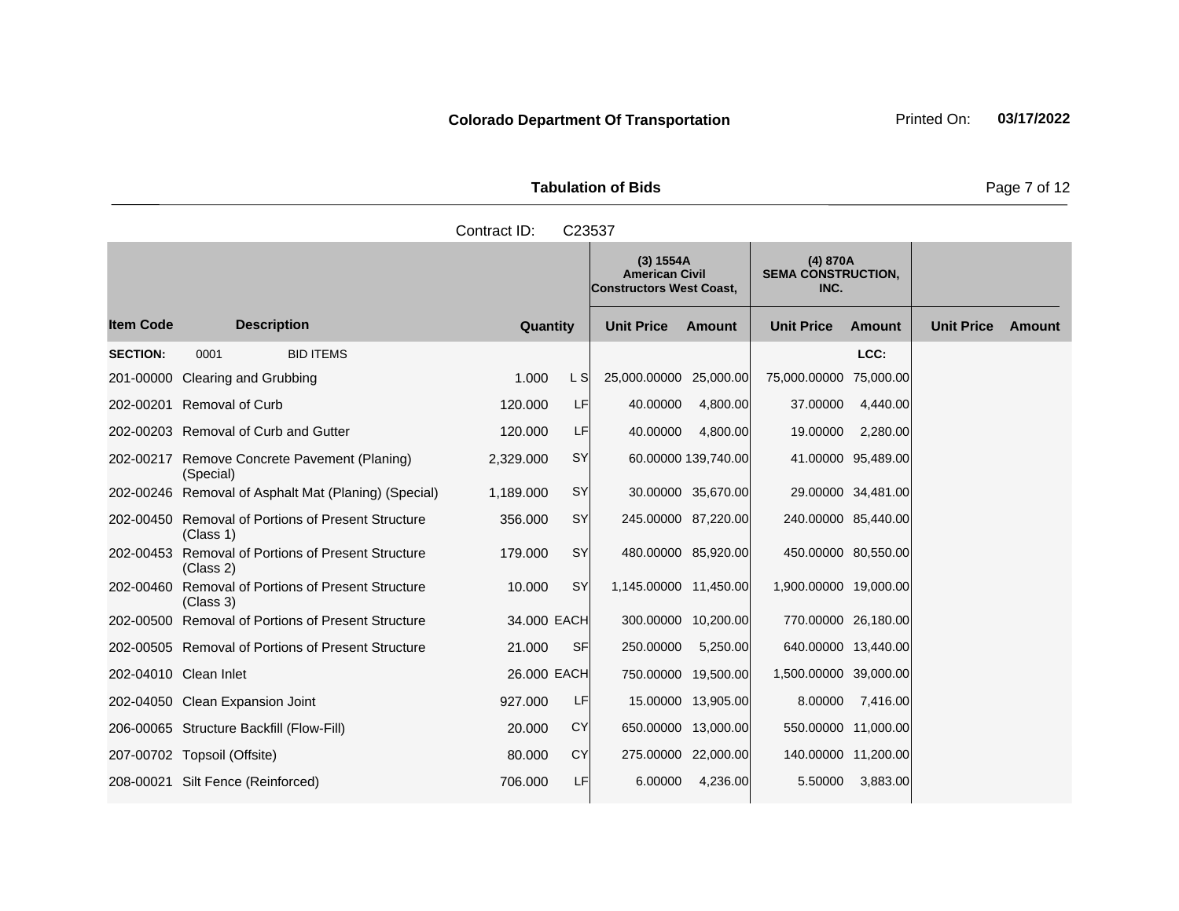**Colorado Department Of Transportation** Printed On: **03/17/2022**

**Tabulation of Bids**

Contract ID: C23537

| Item Code | Description | Quantity | | (3) 1554A American Civil Constructors West Coast, | | (4) 870A SEMA CONSTRUCTION, INC. | | | |
|---|---|---|---|---|---|---|---|---|---|
| | | | | Unit Price | Amount | Unit Price | Amount | Unit Price | Amount |
| **SECTION:** | 0001 BID ITEMS | | | | | | LCC: | | |
| 201-00000 | Clearing and Grubbing | 1.000 | L S | 25,000.00000 | 25,000.00 | 75,000.00000 | 75,000.00 | | |
| 202-00201 | Removal of Curb | 120.000 | LF | 40.00000 | 4,800.00 | 37.00000 | 4,440.00 | | |
| 202-00203 | Removal of Curb and Gutter | 120.000 | LF | 40.00000 | 4,800.00 | 19.00000 | 2,280.00 | | |
| 202-00217 | Remove Concrete Pavement (Planing) (Special) | 2,329.000 | SY | 60.00000 | 139,740.00 | 41.00000 | 95,489.00 | | |
| 202-00246 | Removal of Asphalt Mat (Planing) (Special) | 1,189.000 | SY | 30.00000 | 35,670.00 | 29.00000 | 34,481.00 | | |
| 202-00450 | Removal of Portions of Present Structure (Class 1) | 356.000 | SY | 245.00000 | 87,220.00 | 240.00000 | 85,440.00 | | |
| 202-00453 | Removal of Portions of Present Structure (Class 2) | 179.000 | SY | 480.00000 | 85,920.00 | 450.00000 | 80,550.00 | | |
| 202-00460 | Removal of Portions of Present Structure (Class 3) | 10.000 | SY | 1,145.00000 | 11,450.00 | 1,900.00000 | 19,000.00 | | |
| 202-00500 | Removal of Portions of Present Structure | 34.000 | EACH | 300.00000 | 10,200.00 | 770.00000 | 26,180.00 | | |
| 202-00505 | Removal of Portions of Present Structure | 21.000 | SF | 250.00000 | 5,250.00 | 640.00000 | 13,440.00 | | |
| 202-04010 | Clean Inlet | 26.000 | EACH | 750.00000 | 19,500.00 | 1,500.00000 | 39,000.00 | | |
| 202-04050 | Clean Expansion Joint | 927.000 | LF | 15.00000 | 13,905.00 | 8.00000 | 7,416.00 | | |
| 206-00065 | Structure Backfill (Flow-Fill) | 20.000 | CY | 650.00000 | 13,000.00 | 550.00000 | 11,000.00 | | |
| 207-00702 | Topsoil (Offsite) | 80.000 | CY | 275.00000 | 22,000.00 | 140.00000 | 11,200.00 | | |
| 208-00021 | Silt Fence (Reinforced) | 706.000 | LF | 6.00000 | 4,236.00 | 5.50000 | 3,883.00 | | |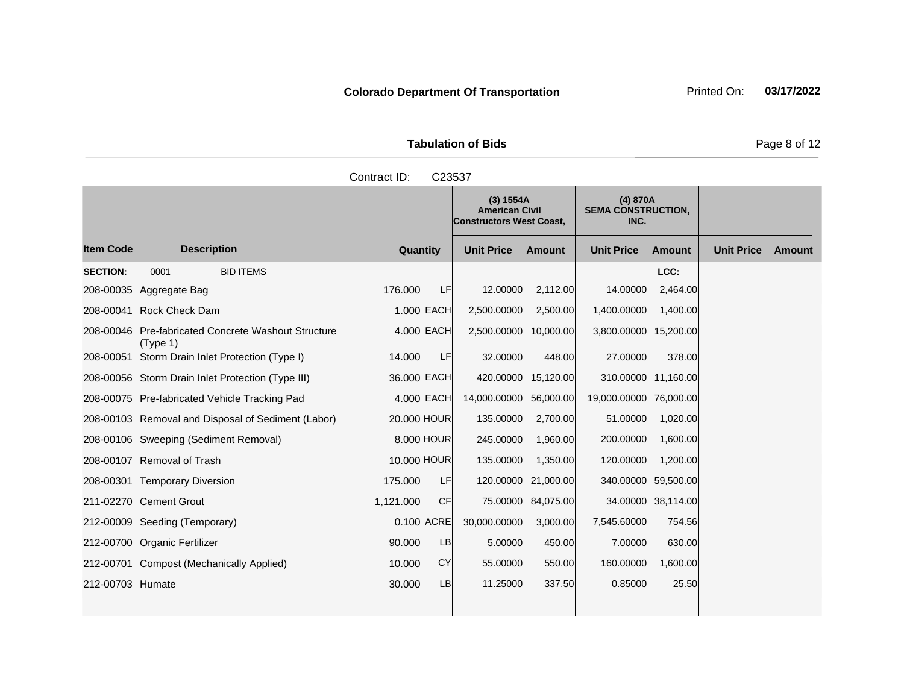**Colorado Department Of Transportation** Printed On: **03/17/2022**

**Tabulation of Bids**

Contract ID: C23537

| Item Code | Description | Quantity | | (3) 1554A American Civil Constructors West Coast, | | (4) 870A SEMA CONSTRUCTION, INC. | | | |
|---|---|---|---|---|---|---|---|---|---|
| | | | | Unit Price | Amount | Unit Price | Amount | Unit Price | Amount |
| **SECTION:** | 0001 BID ITEMS | | | | | | LCC: | | |
| 208-00035 | Aggregate Bag | 176.000 | LF | 12.00000 | 2,112.00 | 14.00000 | 2,464.00 | | |
| 208-00041 | Rock Check Dam | 1.000 | EACH | 2,500.00000 | 2,500.00 | 1,400.00000 | 1,400.00 | | |
| 208-00046 | Pre-fabricated Concrete Washout Structure (Type 1) | 4.000 | EACH | 2,500.00000 | 10,000.00 | 3,800.00000 | 15,200.00 | | |
| 208-00051 | Storm Drain Inlet Protection (Type I) | 14.000 | LF | 32.00000 | 448.00 | 27.00000 | 378.00 | | |
| 208-00056 | Storm Drain Inlet Protection (Type III) | 36.000 | EACH | 420.00000 | 15,120.00 | 310.00000 | 11,160.00 | | |
| 208-00075 | Pre-fabricated Vehicle Tracking Pad | 4.000 | EACH | 14,000.00000 | 56,000.00 | 19,000.00000 | 76,000.00 | | |
| 208-00103 | Removal and Disposal of Sediment (Labor) | 20.000 | HOUR | 135.00000 | 2,700.00 | 51.00000 | 1,020.00 | | |
| 208-00106 | Sweeping (Sediment Removal) | 8.000 | HOUR | 245.00000 | 1,960.00 | 200.00000 | 1,600.00 | | |
| 208-00107 | Removal of Trash | 10.000 | HOUR | 135.00000 | 1,350.00 | 120.00000 | 1,200.00 | | |
| 208-00301 | Temporary Diversion | 175.000 | LF | 120.00000 | 21,000.00 | 340.00000 | 59,500.00 | | |
| 211-02270 | Cement Grout | 1,121.000 | CF | 75.00000 | 84,075.00 | 34.00000 | 38,114.00 | | |
| 212-00009 | Seeding (Temporary) | 0.100 | ACRE | 30,000.00000 | 3,000.00 | 7,545.60000 | 754.56 | | |
| 212-00700 | Organic Fertilizer | 90.000 | LB | 5.00000 | 450.00 | 7.00000 | 630.00 | | |
| 212-00701 | Compost (Mechanically Applied) | 10.000 | CY | 55.00000 | 550.00 | 160.00000 | 1,600.00 | | |
| 212-00703 | Humate | 30.000 | LB | 11.25000 | 337.50 | 0.85000 | 25.50 | | |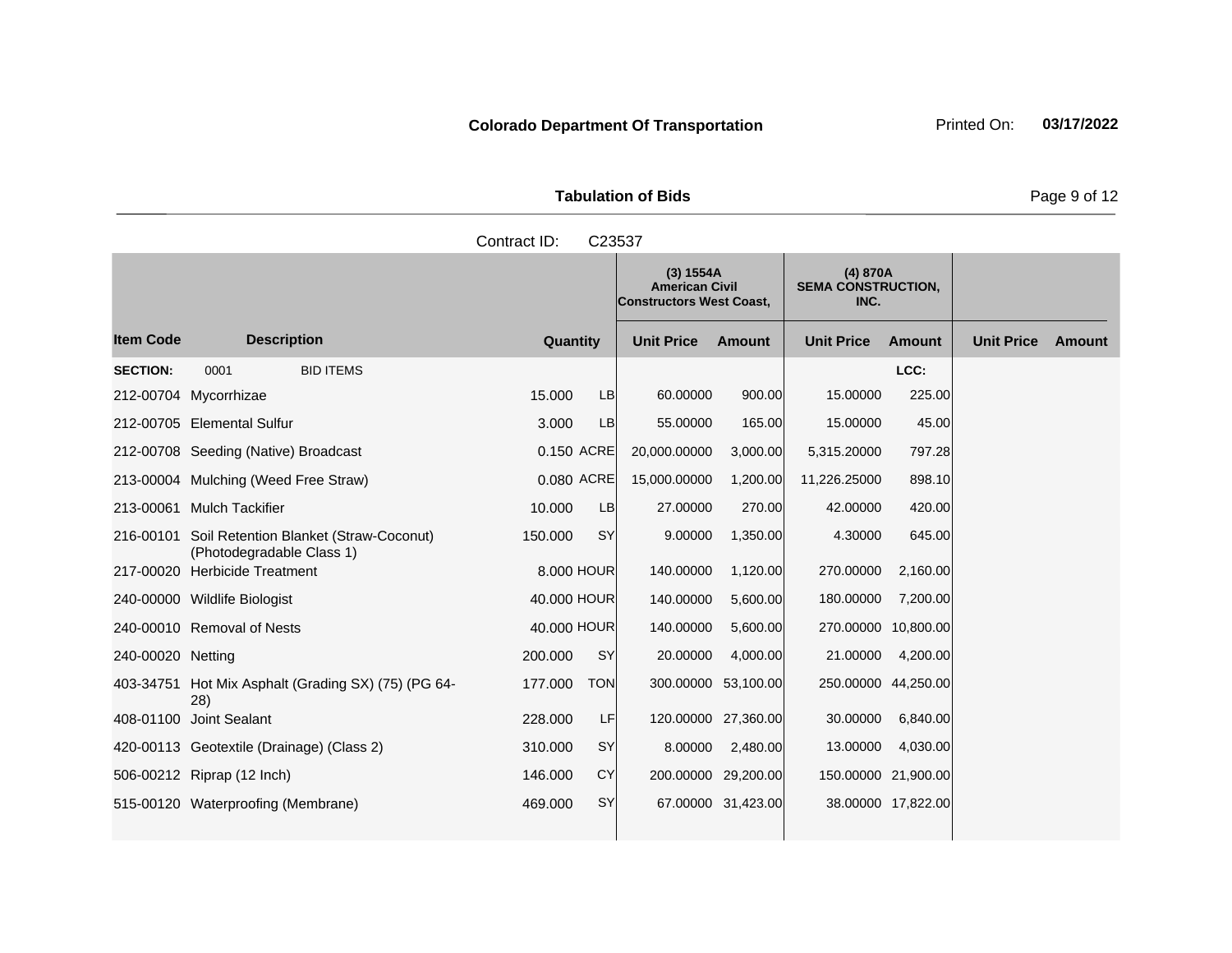**Colorado Department Of Transportation** Printed On: **03/17/2022**

**Tabulation of Bids**

Contract ID: C23537

| | | | | (3) 1554A American Civil Constructors West Coast, | | (4) 870A SEMA CONSTRUCTION, INC. | | | |
|---|---|---|---|---|---|---|---|---|---|
| **Item Code** | **Description** | **Quantity** | | **Unit Price** | **Amount** | **Unit Price** | **Amount** | **Unit Price** | **Amount** |
| **SECTION:** | 0001 BID ITEMS | | | | | | **LCC:** | | |
| 212-00704 | Mycorrhizae | 15.000 | LB | 60.00000 | 900.00 | 15.00000 | 225.00 | | |
| 212-00705 | Elemental Sulfur | 3.000 | LB | 55.00000 | 165.00 | 15.00000 | 45.00 | | |
| 212-00708 | Seeding (Native) Broadcast | 0.150 | ACRE | 20,000.00000 | 3,000.00 | 5,315.20000 | 797.28 | | |
| 213-00004 | Mulching (Weed Free Straw) | 0.080 | ACRE | 15,000.00000 | 1,200.00 | 11,226.25000 | 898.10 | | |
| 213-00061 | Mulch Tackifier | 10.000 | LB | 27.00000 | 270.00 | 42.00000 | 420.00 | | |
| 216-00101 | Soil Retention Blanket (Straw-Coconut) (Photodegradable Class 1) | 150.000 | SY | 9.00000 | 1,350.00 | 4.30000 | 645.00 | | |
| 217-00020 | Herbicide Treatment | 8.000 | HOUR | 140.00000 | 1,120.00 | 270.00000 | 2,160.00 | | |
| 240-00000 | Wildlife Biologist | 40.000 | HOUR | 140.00000 | 5,600.00 | 180.00000 | 7,200.00 | | |
| 240-00010 | Removal of Nests | 40.000 | HOUR | 140.00000 | 5,600.00 | 270.00000 | 10,800.00 | | |
| 240-00020 | Netting | 200.000 | SY | 20.00000 | 4,000.00 | 21.00000 | 4,200.00 | | |
| 403-34751 | Hot Mix Asphalt (Grading SX) (75) (PG 64-28) | 177.000 | TON | 300.00000 | 53,100.00 | 250.00000 | 44,250.00 | | |
| 408-01100 | Joint Sealant | 228.000 | LF | 120.00000 | 27,360.00 | 30.00000 | 6,840.00 | | |
| 420-00113 | Geotextile (Drainage) (Class 2) | 310.000 | SY | 8.00000 | 2,480.00 | 13.00000 | 4,030.00 | | |
| 506-00212 | Riprap (12 Inch) | 146.000 | CY | 200.00000 | 29,200.00 | 150.00000 | 21,900.00 | | |
| 515-00120 | Waterproofing (Membrane) | 469.000 | SY | 67.00000 | 31,423.00 | 38.00000 | 17,822.00 | | |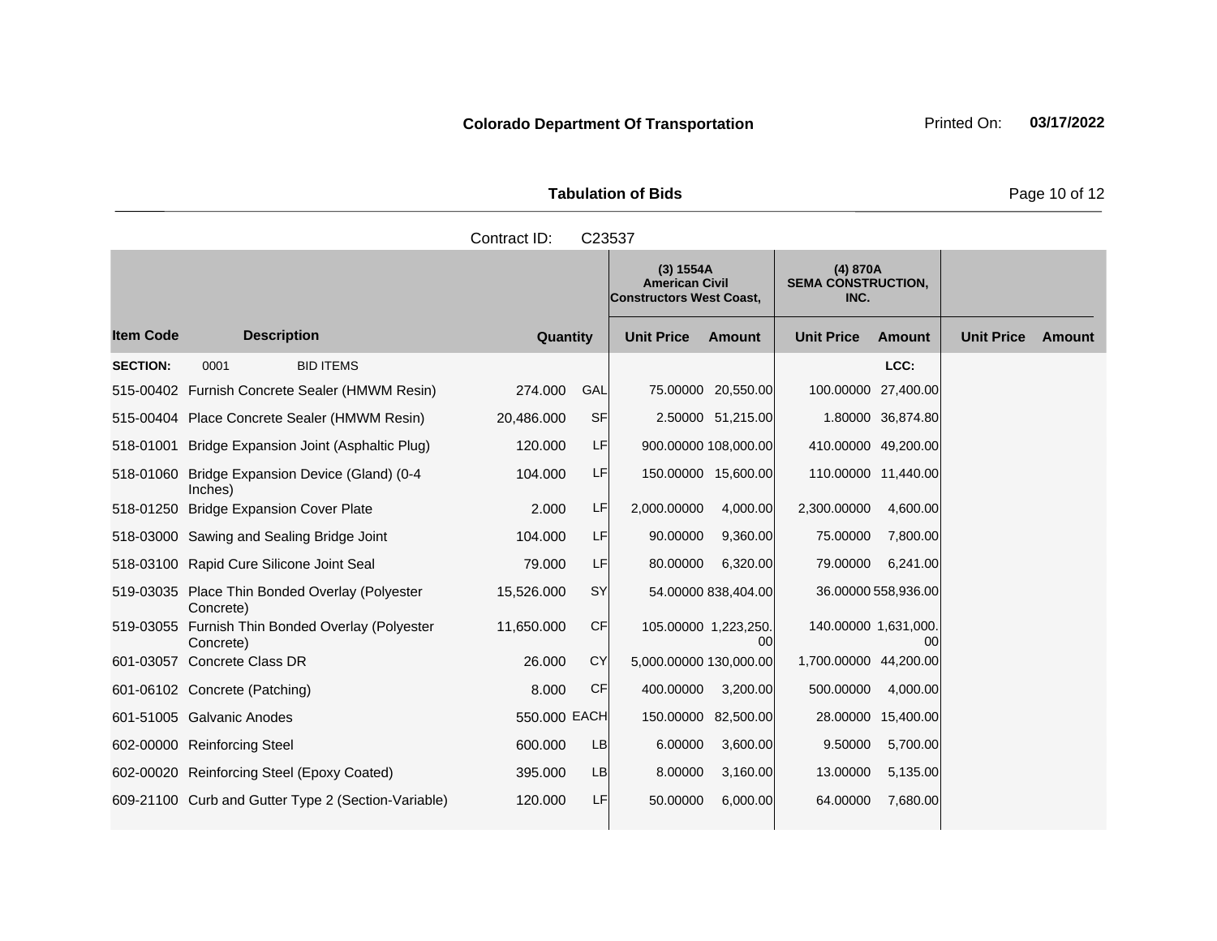**Colorado Department Of Transportation** Printed On: **03/17/2022**

**Tabulation of Bids**

Contract ID: C23537

| Item Code | Description | Quantity | | (3) 1554A American Civil Constructors West Coast, | | (4) 870A SEMA CONSTRUCTION, INC. | | | |
|---|---|---|---|---|---|---|---|---|---|
| | | | | Unit Price | Amount | Unit Price | Amount | Unit Price | Amount |
| **SECTION:** | 0001 BID ITEMS | | | | | | LCC: | | |
| 515-00402 | Furnish Concrete Sealer (HMWM Resin) | 274.000 | GAL | 75.00000 | 20,550.00 | 100.00000 | 27,400.00 | | |
| 515-00404 | Place Concrete Sealer (HMWM Resin) | 20,486.000 | SF | 2.50000 | 51,215.00 | 1.80000 | 36,874.80 | | |
| 518-01001 | Bridge Expansion Joint (Asphaltic Plug) | 120.000 | LF | 900.00000 | 108,000.00 | 410.00000 | 49,200.00 | | |
| 518-01060 | Bridge Expansion Device (Gland) (0-4 Inches) | 104.000 | LF | 150.00000 | 15,600.00 | 110.00000 | 11,440.00 | | |
| 518-01250 | Bridge Expansion Cover Plate | 2.000 | LF | 2,000.00000 | 4,000.00 | 2,300.00000 | 4,600.00 | | |
| 518-03000 | Sawing and Sealing Bridge Joint | 104.000 | LF | 90.00000 | 9,360.00 | 75.00000 | 7,800.00 | | |
| 518-03100 | Rapid Cure Silicone Joint Seal | 79.000 | LF | 80.00000 | 6,320.00 | 79.00000 | 6,241.00 | | |
| 519-03035 | Place Thin Bonded Overlay (Polyester Concrete) | 15,526.000 | SY | 54.00000 | 838,404.00 | 36.00000 | 558,936.00 | | |
| 519-03055 | Furnish Thin Bonded Overlay (Polyester Concrete) | 11,650.000 | CF | 105.00000 | 1,223,250.00 | 140.00000 | 1,631,000.00 | | |
| 601-03057 | Concrete Class DR | 26.000 | CY | 5,000.00000 | 130,000.00 | 1,700.00000 | 44,200.00 | | |
| 601-06102 | Concrete (Patching) | 8.000 | CF | 400.00000 | 3,200.00 | 500.00000 | 4,000.00 | | |
| 601-51005 | Galvanic Anodes | 550.000 | EACH | 150.00000 | 82,500.00 | 28.00000 | 15,400.00 | | |
| 602-00000 | Reinforcing Steel | 600.000 | LB | 6.00000 | 3,600.00 | 9.50000 | 5,700.00 | | |
| 602-00020 | Reinforcing Steel (Epoxy Coated) | 395.000 | LB | 8.00000 | 3,160.00 | 13.00000 | 5,135.00 | | |
| 609-21100 | Curb and Gutter Type 2 (Section-Variable) | 120.000 | LF | 50.00000 | 6,000.00 | 64.00000 | 7,680.00 | | |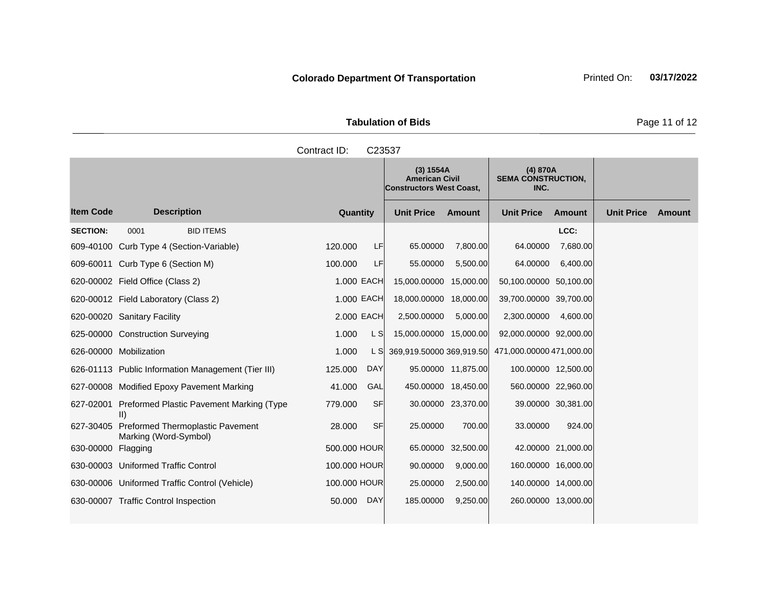**Colorado Department Of Transportation** Printed On: **03/17/2022**

**Tabulation of Bids**

Contract ID: C23537

| Item Code | Description | Quantity | | (3) 1554A American Civil Constructors West Coast, | | (4) 870A SEMA CONSTRUCTION, INC. | | | |
|---|---|---|---|---|---|---|---|---|---|
| | | | | Unit Price | Amount | Unit Price | Amount | Unit Price | Amount |
| **SECTION:** | 0001 BID ITEMS | | | | | | LCC: | | |
| 609-40100 | Curb Type 4 (Section-Variable) | 120.000 | LF | 65.00000 | 7,800.00 | 64.00000 | 7,680.00 | | |
| 609-60011 | Curb Type 6 (Section M) | 100.000 | LF | 55.00000 | 5,500.00 | 64.00000 | 6,400.00 | | |
| 620-00002 | Field Office (Class 2) | 1.000 | EACH | 15,000.00000 | 15,000.00 | 50,100.00000 | 50,100.00 | | |
| 620-00012 | Field Laboratory (Class 2) | 1.000 | EACH | 18,000.00000 | 18,000.00 | 39,700.00000 | 39,700.00 | | |
| 620-00020 | Sanitary Facility | 2.000 | EACH | 2,500.00000 | 5,000.00 | 2,300.00000 | 4,600.00 | | |
| 625-00000 | Construction Surveying | 1.000 | L S | 15,000.00000 | 15,000.00 | 92,000.00000 | 92,000.00 | | |
| 626-00000 | Mobilization | 1.000 | L S | 369,919.50000 | 369,919.50 | 471,000.00000 | 471,000.00 | | |
| 626-01113 | Public Information Management (Tier III) | 125.000 | DAY | 95.00000 | 11,875.00 | 100.00000 | 12,500.00 | | |
| 627-00008 | Modified Epoxy Pavement Marking | 41.000 | GAL | 450.00000 | 18,450.00 | 560.00000 | 22,960.00 | | |
| 627-02001 | Preformed Plastic Pavement Marking (Type II) | 779.000 | SF | 30.00000 | 23,370.00 | 39.00000 | 30,381.00 | | |
| 627-30405 | Preformed Thermoplastic Pavement Marking (Word-Symbol) | 28.000 | SF | 25.00000 | 700.00 | 33.00000 | 924.00 | | |
| 630-00000 | Flagging | 500.000 | HOUR | 65.00000 | 32,500.00 | 42.00000 | 21,000.00 | | |
| 630-00003 | Uniformed Traffic Control | 100.000 | HOUR | 90.00000 | 9,000.00 | 160.00000 | 16,000.00 | | |
| 630-00006 | Uniformed Traffic Control (Vehicle) | 100.000 | HOUR | 25.00000 | 2,500.00 | 140.00000 | 14,000.00 | | |
| 630-00007 | Traffic Control Inspection | 50.000 | DAY | 185.00000 | 9,250.00 | 260.00000 | 13,000.00 | | |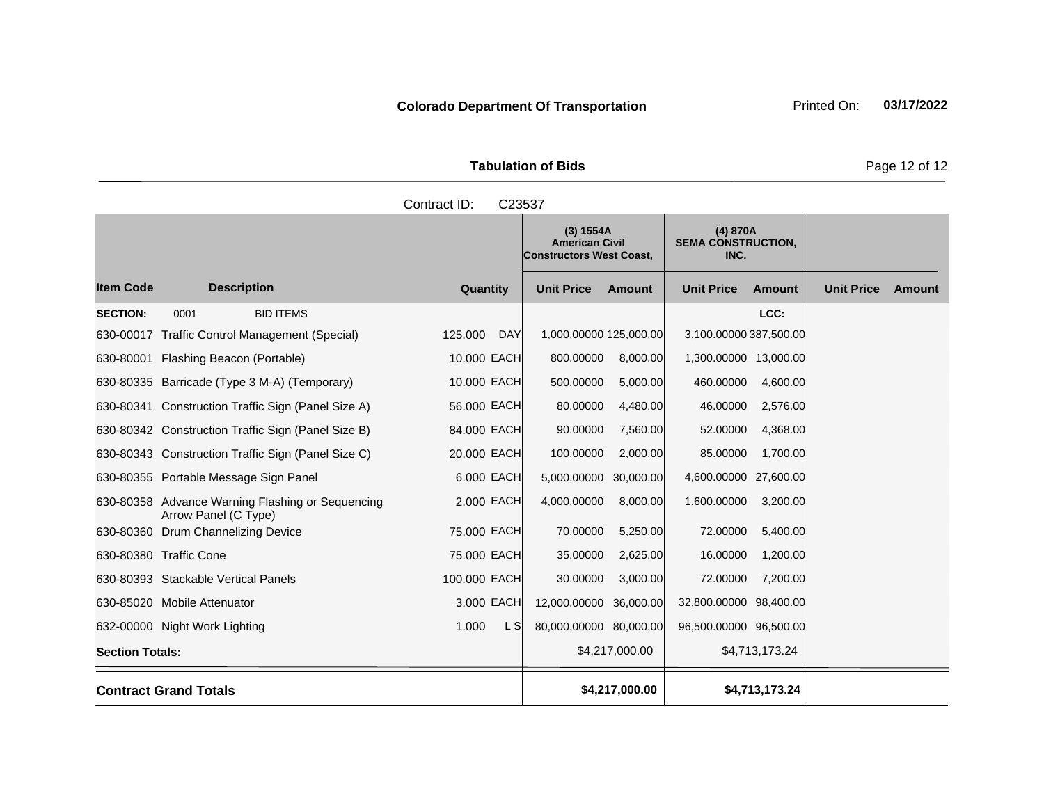**Colorado Department Of Transportation**

Printed On: **03/17/2022**

**Tabulation of Bids**

Contract ID: C23537

| | | | | (3) 1554A American Civil Constructors West Coast, | | (4) 870A SEMA CONSTRUCTION, INC. | | | |
|---|---|---|---|---|---|---|---|---|---|
| **Item Code** | **Description** | **Quantity** | | **Unit Price** | **Amount** | **Unit Price** | **Amount** | **Unit Price** | **Amount** |
| **SECTION:** | 0001 BID ITEMS | | | | | | LCC: | | |
| 630-00017 | Traffic Control Management (Special) | 125.000 | DAY | 1,000.00000 | 125,000.00 | 3,100.00000 | 387,500.00 | | |
| 630-80001 | Flashing Beacon (Portable) | 10.000 | EACH | 800.00000 | 8,000.00 | 1,300.00000 | 13,000.00 | | |
| 630-80335 | Barricade (Type 3 M-A) (Temporary) | 10.000 | EACH | 500.00000 | 5,000.00 | 460.00000 | 4,600.00 | | |
| 630-80341 | Construction Traffic Sign (Panel Size A) | 56.000 | EACH | 80.00000 | 4,480.00 | 46.00000 | 2,576.00 | | |
| 630-80342 | Construction Traffic Sign (Panel Size B) | 84.000 | EACH | 90.00000 | 7,560.00 | 52.00000 | 4,368.00 | | |
| 630-80343 | Construction Traffic Sign (Panel Size C) | 20.000 | EACH | 100.00000 | 2,000.00 | 85.00000 | 1,700.00 | | |
| 630-80355 | Portable Message Sign Panel | 6.000 | EACH | 5,000.00000 | 30,000.00 | 4,600.00000 | 27,600.00 | | |
| 630-80358 | Advance Warning Flashing or Sequencing Arrow Panel (C Type) | 2.000 | EACH | 4,000.00000 | 8,000.00 | 1,600.00000 | 3,200.00 | | |
| 630-80360 | Drum Channelizing Device | 75.000 | EACH | 70.00000 | 5,250.00 | 72.00000 | 5,400.00 | | |
| 630-80380 | Traffic Cone | 75.000 | EACH | 35.00000 | 2,625.00 | 16.00000 | 1,200.00 | | |
| 630-80393 | Stackable Vertical Panels | 100.000 | EACH | 30.00000 | 3,000.00 | 72.00000 | 7,200.00 | | |
| 630-85020 | Mobile Attenuator | 3.000 | EACH | 12,000.00000 | 36,000.00 | 32,800.00000 | 98,400.00 | | |
| 632-00000 | Night Work Lighting | 1.000 | L S | 80,000.00000 | 80,000.00 | 96,500.00000 | 96,500.00 | | |
| **Section Totals:** | | | | | $4,217,000.00 | | $4,713,173.24 | | |
| **Contract Grand Totals** | | | | | **$4,217,000.00** | | **$4,713,173.24** | | |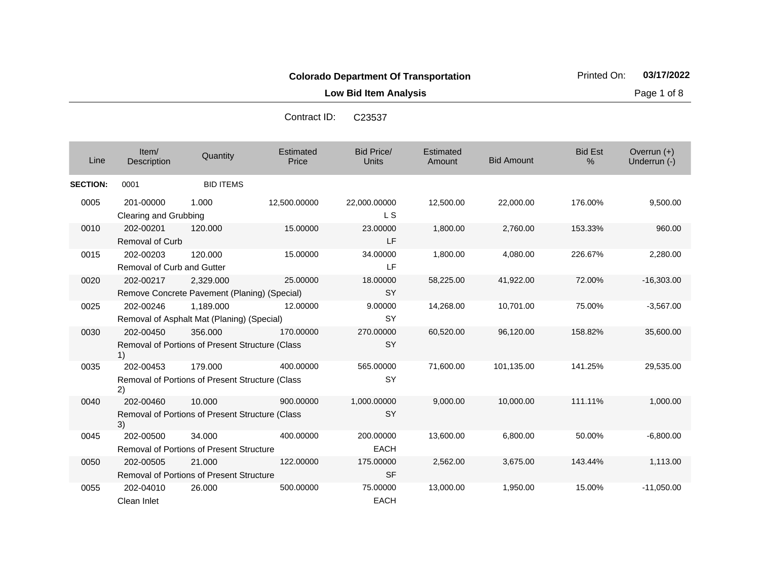**Colorado Department Of Transportation**

**Low Bid Item Analysis**

Printed On: **03/17/2022**

Contract ID: C23537

| Line | Item/ Description | Quantity | Estimated Price | Bid Price/ Units | Estimated Amount | Bid Amount | Bid Est % | Overrun (+) Underrun (-) |
|---|---|---|---|---|---|---|---|---|
| **SECTION:** | 0001 | BID ITEMS | | | | | | |
| 0005 | 201-00000 Clearing and Grubbing | 1.000 | 12,500.00000 | 22,000.00000 L S | 12,500.00 | 22,000.00 | 176.00% | 9,500.00 |
| 0010 | 202-00201 Removal of Curb | 120.000 | 15.00000 | 23.00000 LF | 1,800.00 | 2,760.00 | 153.33% | 960.00 |
| 0015 | 202-00203 Removal of Curb and Gutter | 120.000 | 15.00000 | 34.00000 LF | 1,800.00 | 4,080.00 | 226.67% | 2,280.00 |
| 0020 | 202-00217 Remove Concrete Pavement (Planing) (Special) | 2,329.000 | 25.00000 | 18.00000 SY | 58,225.00 | 41,922.00 | 72.00% | -16,303.00 |
| 0025 | 202-00246 Removal of Asphalt Mat (Planing) (Special) | 1,189.000 | 12.00000 | 9.00000 SY | 14,268.00 | 10,701.00 | 75.00% | -3,567.00 |
| 0030 | 202-00450 Removal of Portions of Present Structure (Class 1) | 356.000 | 170.00000 | 270.00000 SY | 60,520.00 | 96,120.00 | 158.82% | 35,600.00 |
| 0035 | 202-00453 Removal of Portions of Present Structure (Class 2) | 179.000 | 400.00000 | 565.00000 SY | 71,600.00 | 101,135.00 | 141.25% | 29,535.00 |
| 0040 | 202-00460 Removal of Portions of Present Structure (Class 3) | 10.000 | 900.00000 | 1,000.00000 SY | 9,000.00 | 10,000.00 | 111.11% | 1,000.00 |
| 0045 | 202-00500 Removal of Portions of Present Structure | 34.000 | 400.00000 | 200.00000 EACH | 13,600.00 | 6,800.00 | 50.00% | -6,800.00 |
| 0050 | 202-00505 Removal of Portions of Present Structure | 21.000 | 122.00000 | 175.00000 SF | 2,562.00 | 3,675.00 | 143.44% | 1,113.00 |
| 0055 | 202-04010 Clean Inlet | 26.000 | 500.00000 | 75.00000 EACH | 13,000.00 | 1,950.00 | 15.00% | -11,050.00 |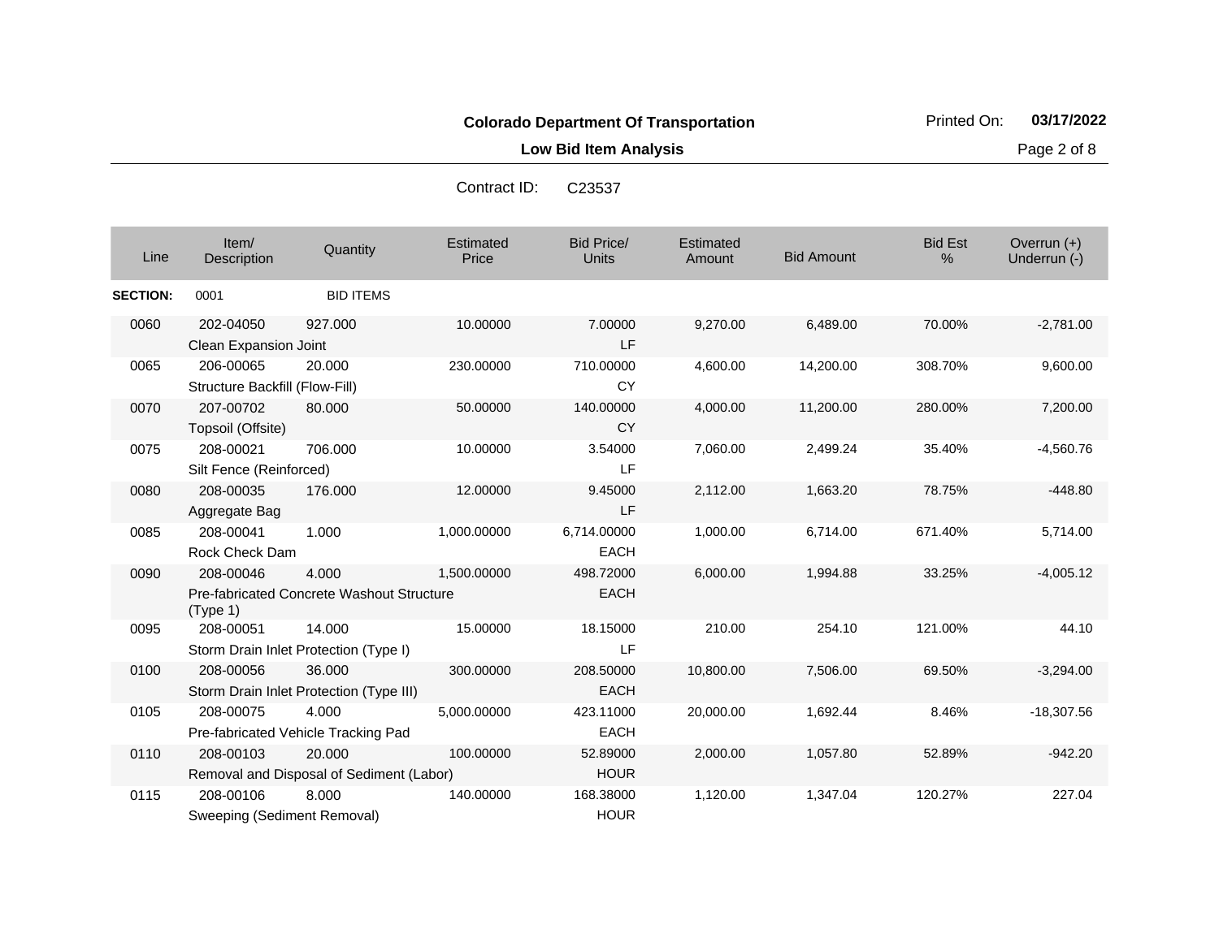**Colorado Department Of Transportation**

**Low Bid Item Analysis**

Printed On: **03/17/2022**

Contract ID: C23537

| Line | Item/ Description | Quantity | Estimated Price | Bid Price/ Units | Estimated Amount | Bid Amount | Bid Est % | Overrun (+) Underrun (-) |
|---|---|---|---|---|---|---|---|---|
| **SECTION:** | 0001 | BID ITEMS | | | | | | |
| 0060 | 202-04050 Clean Expansion Joint | 927.000 | 10.00000 | 7.00000 LF | 9,270.00 | 6,489.00 | 70.00% | -2,781.00 |
| 0065 | 206-00065 Structure Backfill (Flow-Fill) | 20.000 | 230.00000 | 710.00000 CY | 4,600.00 | 14,200.00 | 308.70% | 9,600.00 |
| 0070 | 207-00702 Topsoil (Offsite) | 80.000 | 50.00000 | 140.00000 CY | 4,000.00 | 11,200.00 | 280.00% | 7,200.00 |
| 0075 | 208-00021 Silt Fence (Reinforced) | 706.000 | 10.00000 | 3.54000 LF | 7,060.00 | 2,499.24 | 35.40% | -4,560.76 |
| 0080 | 208-00035 Aggregate Bag | 176.000 | 12.00000 | 9.45000 LF | 2,112.00 | 1,663.20 | 78.75% | -448.80 |
| 0085 | 208-00041 Rock Check Dam | 1.000 | 1,000.00000 | 6,714.00000 EACH | 1,000.00 | 6,714.00 | 671.40% | 5,714.00 |
| 0090 | 208-00046 Pre-fabricated Concrete Washout Structure (Type 1) | 4.000 | 1,500.00000 | 498.72000 EACH | 6,000.00 | 1,994.88 | 33.25% | -4,005.12 |
| 0095 | 208-00051 Storm Drain Inlet Protection (Type I) | 14.000 | 15.00000 | 18.15000 LF | 210.00 | 254.10 | 121.00% | 44.10 |
| 0100 | 208-00056 Storm Drain Inlet Protection (Type III) | 36.000 | 300.00000 | 208.50000 EACH | 10,800.00 | 7,506.00 | 69.50% | -3,294.00 |
| 0105 | 208-00075 Pre-fabricated Vehicle Tracking Pad | 4.000 | 5,000.00000 | 423.11000 EACH | 20,000.00 | 1,692.44 | 8.46% | -18,307.56 |
| 0110 | 208-00103 Removal and Disposal of Sediment (Labor) | 20.000 | 100.00000 | 52.89000 HOUR | 2,000.00 | 1,057.80 | 52.89% | -942.20 |
| 0115 | 208-00106 Sweeping (Sediment Removal) | 8.000 | 140.00000 | 168.38000 HOUR | 1,120.00 | 1,347.04 | 120.27% | 227.04 |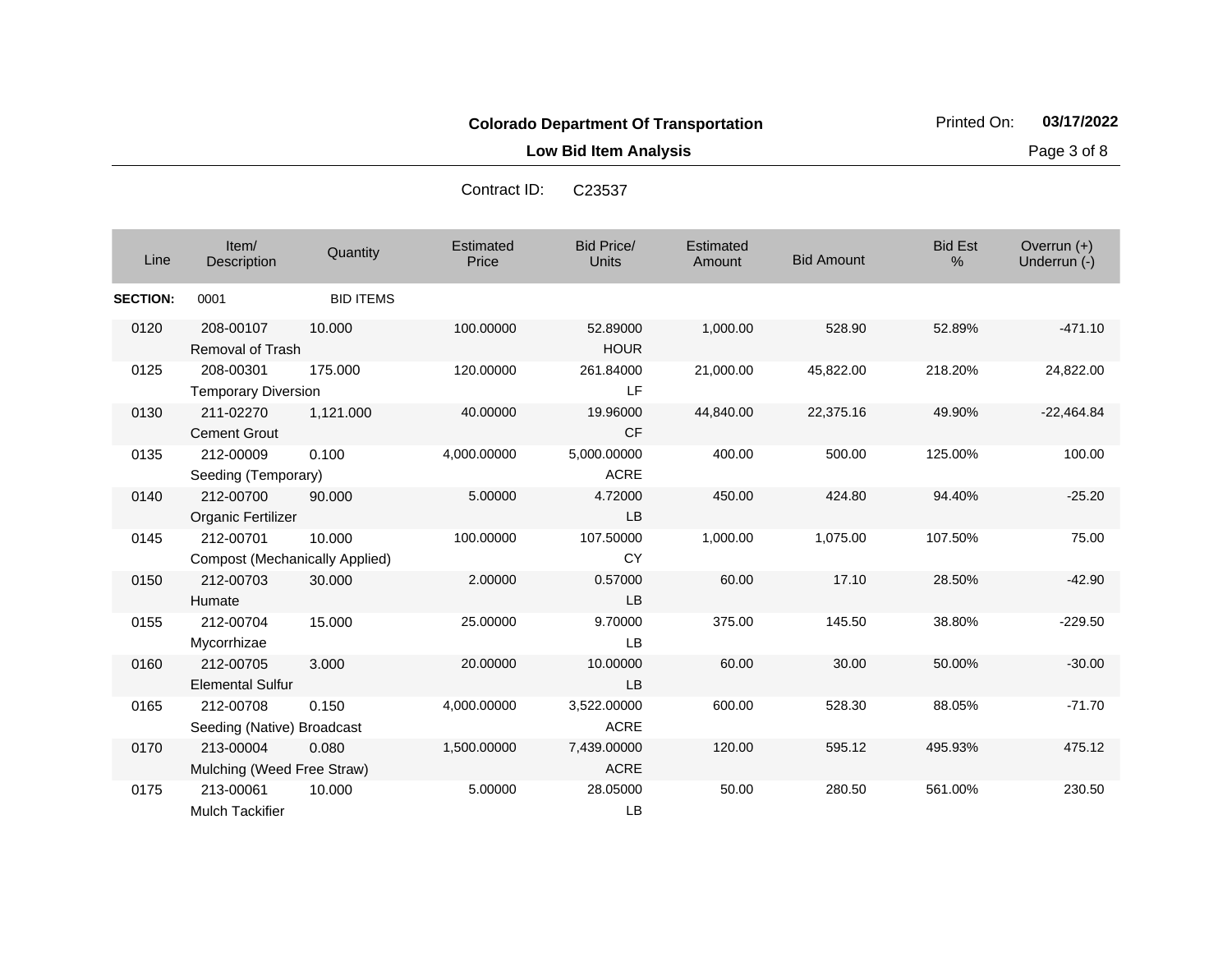**Colorado Department Of Transportation**

Printed On: **03/17/2022**

**Low Bid Item Analysis**

Contract ID: C23537

| Line | Item/ Description | Quantity | Estimated Price | Bid Price/ Units | Estimated Amount | Bid Amount | Bid Est % | Overrun (+) Underrun (-) |
|---|---|---|---|---|---|---|---|---|
| **SECTION:** | 0001 | BID ITEMS | | | | | | |
| 0120 | 208-00107 Removal of Trash | 10.000 | 100.00000 | 52.89000 HOUR | 1,000.00 | 528.90 | 52.89% | -471.10 |
| 0125 | 208-00301 Temporary Diversion | 175.000 | 120.00000 | 261.84000 LF | 21,000.00 | 45,822.00 | 218.20% | 24,822.00 |
| 0130 | 211-02270 Cement Grout | 1,121.000 | 40.00000 | 19.96000 CF | 44,840.00 | 22,375.16 | 49.90% | -22,464.84 |
| 0135 | 212-00009 Seeding (Temporary) | 0.100 | 4,000.00000 | 5,000.00000 ACRE | 400.00 | 500.00 | 125.00% | 100.00 |
| 0140 | 212-00700 Organic Fertilizer | 90.000 | 5.00000 | 4.72000 LB | 450.00 | 424.80 | 94.40% | -25.20 |
| 0145 | 212-00701 Compost (Mechanically Applied) | 10.000 | 100.00000 | 107.50000 CY | 1,000.00 | 1,075.00 | 107.50% | 75.00 |
| 0150 | 212-00703 Humate | 30.000 | 2.00000 | 0.57000 LB | 60.00 | 17.10 | 28.50% | -42.90 |
| 0155 | 212-00704 Mycorrhizae | 15.000 | 25.00000 | 9.70000 LB | 375.00 | 145.50 | 38.80% | -229.50 |
| 0160 | 212-00705 Elemental Sulfur | 3.000 | 20.00000 | 10.00000 LB | 60.00 | 30.00 | 50.00% | -30.00 |
| 0165 | 212-00708 Seeding (Native) Broadcast | 0.150 | 4,000.00000 | 3,522.00000 ACRE | 600.00 | 528.30 | 88.05% | -71.70 |
| 0170 | 213-00004 Mulching (Weed Free Straw) | 0.080 | 1,500.00000 | 7,439.00000 ACRE | 120.00 | 595.12 | 495.93% | 475.12 |
| 0175 | 213-00061 Mulch Tackifier | 10.000 | 5.00000 | 28.05000 LB | 50.00 | 280.50 | 561.00% | 230.50 |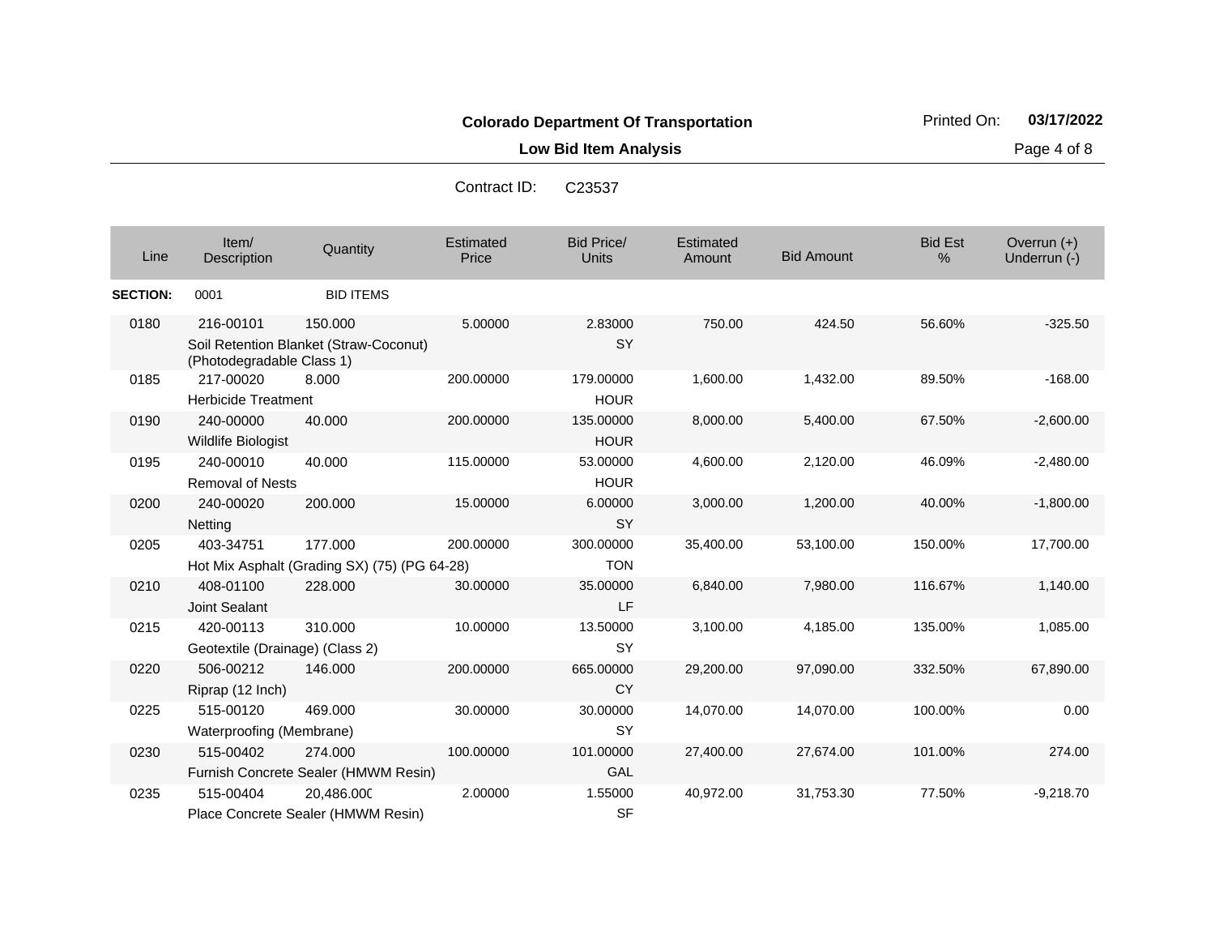**Colorado Department Of Transportation**

**Low Bid Item Analysis**

Printed On: **03/17/2022**

Contract ID: C23537

| Line | Item/ Description | Quantity | Estimated Price | Bid Price/ Units | Estimated Amount | Bid Amount | Bid Est % | Overrun (+) Underrun (-) |
|---|---|---|---|---|---|---|---|---|
| **SECTION:** | 0001 | BID ITEMS | | | | | | |
| 0180 | 216-00101 Soil Retention Blanket (Straw-Coconut) (Photodegradable Class 1) | 150.000 | 5.00000 | 2.83000 SY | 750.00 | 424.50 | 56.60% | -325.50 |
| 0185 | 217-00020 Herbicide Treatment | 8.000 | 200.00000 | 179.00000 HOUR | 1,600.00 | 1,432.00 | 89.50% | -168.00 |
| 0190 | 240-00000 Wildlife Biologist | 40.000 | 200.00000 | 135.00000 HOUR | 8,000.00 | 5,400.00 | 67.50% | -2,600.00 |
| 0195 | 240-00010 Removal of Nests | 40.000 | 115.00000 | 53.00000 HOUR | 4,600.00 | 2,120.00 | 46.09% | -2,480.00 |
| 0200 | 240-00020 Netting | 200.000 | 15.00000 | 6.00000 SY | 3,000.00 | 1,200.00 | 40.00% | -1,800.00 |
| 0205 | 403-34751 Hot Mix Asphalt (Grading SX) (75) (PG 64-28) | 177.000 | 200.00000 | 300.00000 TON | 35,400.00 | 53,100.00 | 150.00% | 17,700.00 |
| 0210 | 408-01100 Joint Sealant | 228.000 | 30.00000 | 35.00000 LF | 6,840.00 | 7,980.00 | 116.67% | 1,140.00 |
| 0215 | 420-00113 Geotextile (Drainage) (Class 2) | 310.000 | 10.00000 | 13.50000 SY | 3,100.00 | 4,185.00 | 135.00% | 1,085.00 |
| 0220 | 506-00212 Riprap (12 Inch) | 146.000 | 200.00000 | 665.00000 CY | 29,200.00 | 97,090.00 | 332.50% | 67,890.00 |
| 0225 | 515-00120 Waterproofing (Membrane) | 469.000 | 30.00000 | 30.00000 SY | 14,070.00 | 14,070.00 | 100.00% | 0.00 |
| 0230 | 515-00402 Furnish Concrete Sealer (HMWM Resin) | 274.000 | 100.00000 | 101.00000 GAL | 27,400.00 | 27,674.00 | 101.00% | 274.00 |
| 0235 | 515-00404 Place Concrete Sealer (HMWM Resin) | 20,486.000 | 2.00000 | 1.55000 SF | 40,972.00 | 31,753.30 | 77.50% | -9,218.70 |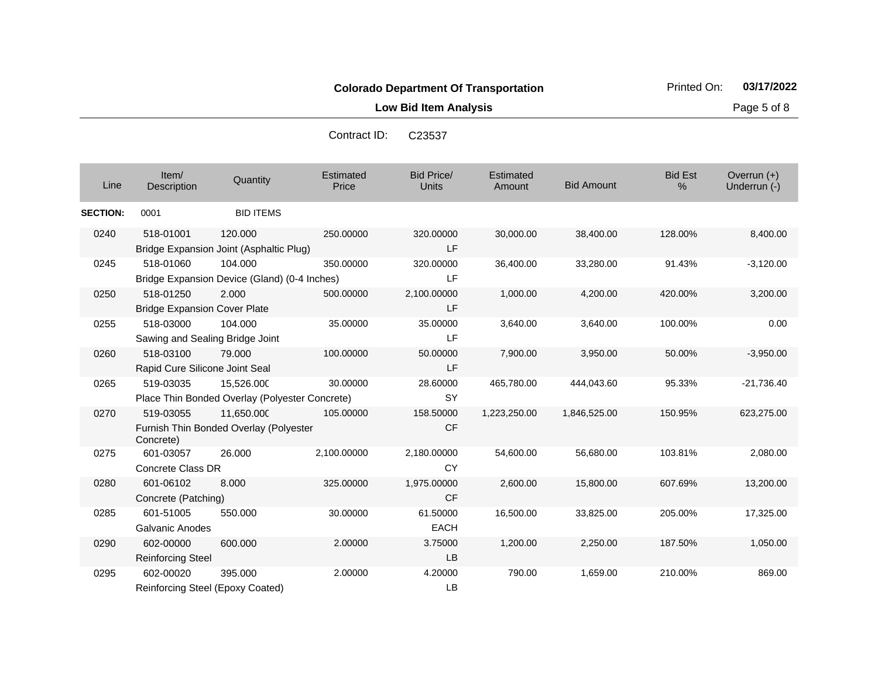**Colorado Department Of Transportation**

Printed On: **03/17/2022**

**Low Bid Item Analysis**

Contract ID: C23537

| Line | Item/ Description | Quantity | Estimated Price | Bid Price/ Units | Estimated Amount | Bid Amount | Bid Est % | Overrun (+) Underrun (-) |
|---|---|---|---|---|---|---|---|---|
| **SECTION:** | 0001 | BID ITEMS | | | | | | |
| 0240 | 518-01001 Bridge Expansion Joint (Asphaltic Plug) | 120.000 | 250.00000 | 320.00000 LF | 30,000.00 | 38,400.00 | 128.00% | 8,400.00 |
| 0245 | 518-01060 Bridge Expansion Device (Gland) (0-4 Inches) | 104.000 | 350.00000 | 320.00000 LF | 36,400.00 | 33,280.00 | 91.43% | -3,120.00 |
| 0250 | 518-01250 Bridge Expansion Cover Plate | 2.000 | 500.00000 | 2,100.00000 LF | 1,000.00 | 4,200.00 | 420.00% | 3,200.00 |
| 0255 | 518-03000 Sawing and Sealing Bridge Joint | 104.000 | 35.00000 | 35.00000 LF | 3,640.00 | 3,640.00 | 100.00% | 0.00 |
| 0260 | 518-03100 Rapid Cure Silicone Joint Seal | 79.000 | 100.00000 | 50.00000 LF | 7,900.00 | 3,950.00 | 50.00% | -3,950.00 |
| 0265 | 519-03035 Place Thin Bonded Overlay (Polyester Concrete) | 15,526.000 | 30.00000 | 28.60000 SY | 465,780.00 | 444,043.60 | 95.33% | -21,736.40 |
| 0270 | 519-03055 Furnish Thin Bonded Overlay (Polyester Concrete) | 11,650.000 | 105.00000 | 158.50000 CF | 1,223,250.00 | 1,846,525.00 | 150.95% | 623,275.00 |
| 0275 | 601-03057 Concrete Class DR | 26.000 | 2,100.00000 | 2,180.00000 CY | 54,600.00 | 56,680.00 | 103.81% | 2,080.00 |
| 0280 | 601-06102 Concrete (Patching) | 8.000 | 325.00000 | 1,975.00000 CF | 2,600.00 | 15,800.00 | 607.69% | 13,200.00 |
| 0285 | 601-51005 Galvanic Anodes | 550.000 | 30.00000 | 61.50000 EACH | 16,500.00 | 33,825.00 | 205.00% | 17,325.00 |
| 0290 | 602-00000 Reinforcing Steel | 600.000 | 2.00000 | 3.75000 LB | 1,200.00 | 2,250.00 | 187.50% | 1,050.00 |
| 0295 | 602-00020 Reinforcing Steel (Epoxy Coated) | 395.000 | 2.00000 | 4.20000 LB | 790.00 | 1,659.00 | 210.00% | 869.00 |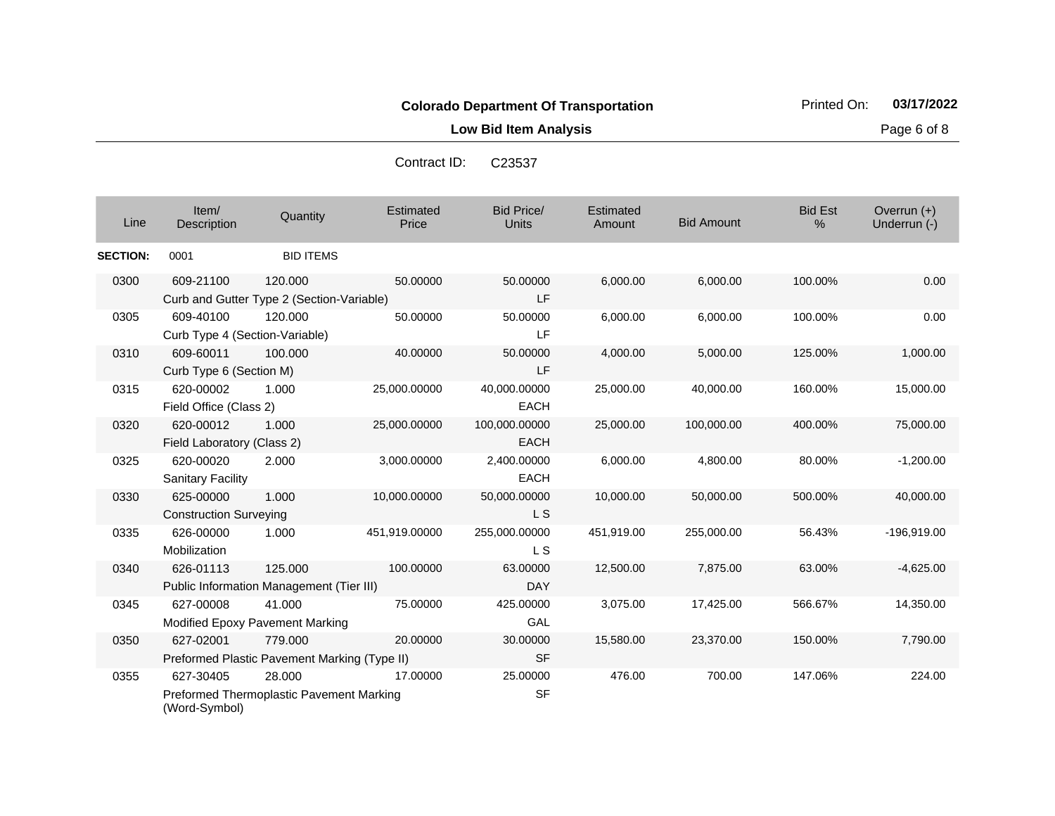**Colorado Department Of Transportation**

**Low Bid Item Analysis**

Printed On: **03/17/2022**

Contract ID: C23537

| Line | Item/ Description | Quantity | Estimated Price | Bid Price/ Units | Estimated Amount | Bid Amount | Bid Est % | Overrun (+) Underrun (-) |
|---|---|---|---|---|---|---|---|---|
| **SECTION:** | 0001 | BID ITEMS | | | | | | |
| 0300 | 609-21100 Curb and Gutter Type 2 (Section-Variable) | 120.000 | 50.00000 | 50.00000 LF | 6,000.00 | 6,000.00 | 100.00% | 0.00 |
| 0305 | 609-40100 Curb Type 4 (Section-Variable) | 120.000 | 50.00000 | 50.00000 LF | 6,000.00 | 6,000.00 | 100.00% | 0.00 |
| 0310 | 609-60011 Curb Type 6 (Section M) | 100.000 | 40.00000 | 50.00000 LF | 4,000.00 | 5,000.00 | 125.00% | 1,000.00 |
| 0315 | 620-00002 Field Office (Class 2) | 1.000 | 25,000.00000 | 40,000.00000 EACH | 25,000.00 | 40,000.00 | 160.00% | 15,000.00 |
| 0320 | 620-00012 Field Laboratory (Class 2) | 1.000 | 25,000.00000 | 100,000.00000 EACH | 25,000.00 | 100,000.00 | 400.00% | 75,000.00 |
| 0325 | 620-00020 Sanitary Facility | 2.000 | 3,000.00000 | 2,400.00000 EACH | 6,000.00 | 4,800.00 | 80.00% | -1,200.00 |
| 0330 | 625-00000 Construction Surveying | 1.000 | 10,000.00000 | 50,000.00000 L S | 10,000.00 | 50,000.00 | 500.00% | 40,000.00 |
| 0335 | 626-00000 Mobilization | 1.000 | 451,919.00000 | 255,000.00000 L S | 451,919.00 | 255,000.00 | 56.43% | -196,919.00 |
| 0340 | 626-01113 Public Information Management (Tier III) | 125.000 | 100.00000 | 63.00000 DAY | 12,500.00 | 7,875.00 | 63.00% | -4,625.00 |
| 0345 | 627-00008 Modified Epoxy Pavement Marking | 41.000 | 75.00000 | 425.00000 GAL | 3,075.00 | 17,425.00 | 566.67% | 14,350.00 |
| 0350 | 627-02001 Preformed Plastic Pavement Marking (Type II) | 779.000 | 20.00000 | 30.00000 SF | 15,580.00 | 23,370.00 | 150.00% | 7,790.00 |
| 0355 | 627-30405 Preformed Thermoplastic Pavement Marking (Word-Symbol) | 28.000 | 17.00000 | 25.00000 SF | 476.00 | 700.00 | 147.06% | 224.00 |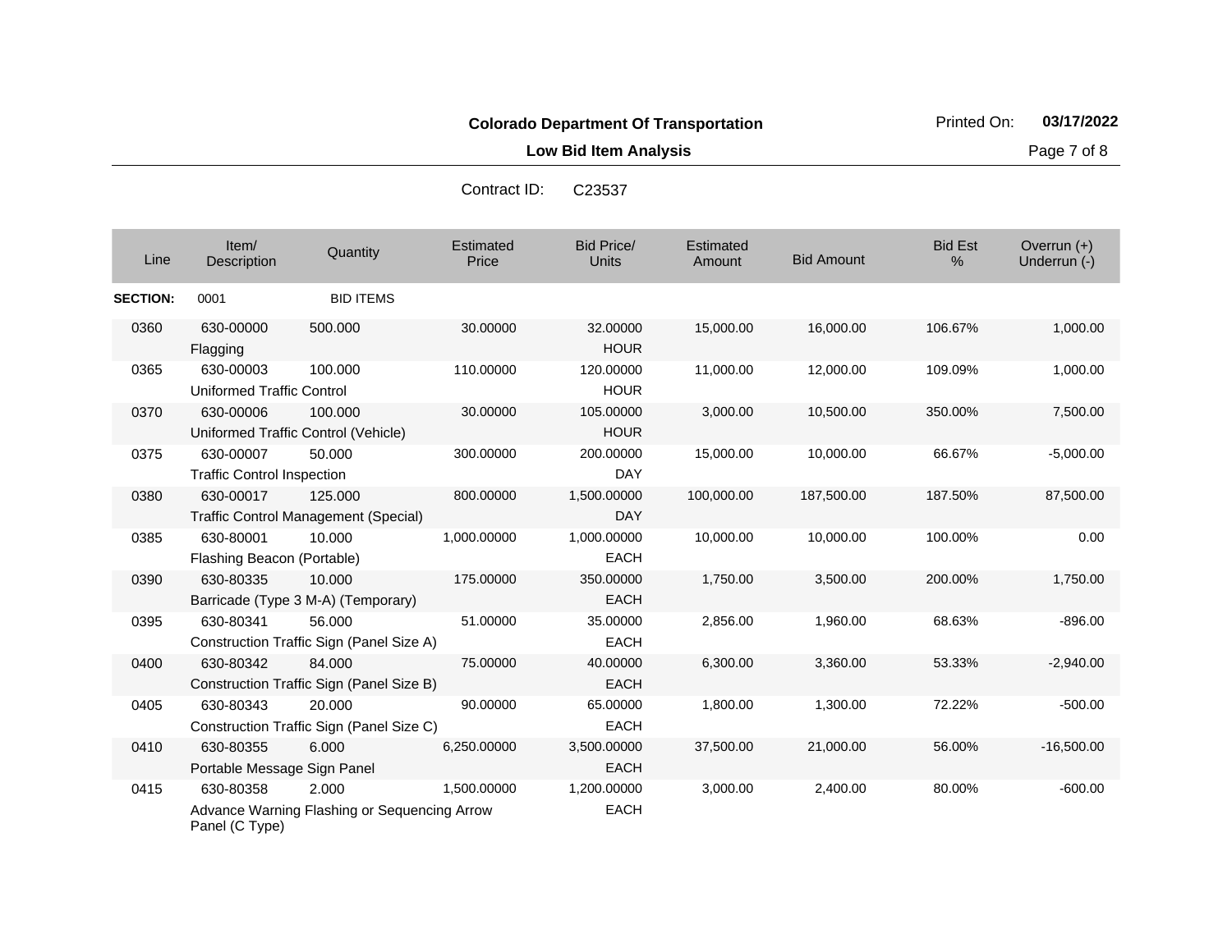**Colorado Department Of Transportation**

**Low Bid Item Analysis**

Printed On: **03/17/2022**

Contract ID: C23537

| Line | Item/ Description | Quantity | Estimated Price | Bid Price/ Units | Estimated Amount | Bid Amount | Bid Est % | Overrun (+) Underrun (-) |
|---|---|---|---|---|---|---|---|---|
| **SECTION:** | 0001 | BID ITEMS | | | | | | |
| 0360 | 630-00000 Flagging | 500.000 | 30.00000 | 32.00000 HOUR | 15,000.00 | 16,000.00 | 106.67% | 1,000.00 |
| 0365 | 630-00003 Uniformed Traffic Control | 100.000 | 110.00000 | 120.00000 HOUR | 11,000.00 | 12,000.00 | 109.09% | 1,000.00 |
| 0370 | 630-00006 Uniformed Traffic Control (Vehicle) | 100.000 | 30.00000 | 105.00000 HOUR | 3,000.00 | 10,500.00 | 350.00% | 7,500.00 |
| 0375 | 630-00007 Traffic Control Inspection | 50.000 | 300.00000 | 200.00000 DAY | 15,000.00 | 10,000.00 | 66.67% | -5,000.00 |
| 0380 | 630-00017 Traffic Control Management (Special) | 125.000 | 800.00000 | 1,500.00000 DAY | 100,000.00 | 187,500.00 | 187.50% | 87,500.00 |
| 0385 | 630-80001 Flashing Beacon (Portable) | 10.000 | 1,000.00000 | 1,000.00000 EACH | 10,000.00 | 10,000.00 | 100.00% | 0.00 |
| 0390 | 630-80335 Barricade (Type 3 M-A) (Temporary) | 10.000 | 175.00000 | 350.00000 EACH | 1,750.00 | 3,500.00 | 200.00% | 1,750.00 |
| 0395 | 630-80341 Construction Traffic Sign (Panel Size A) | 56.000 | 51.00000 | 35.00000 EACH | 2,856.00 | 1,960.00 | 68.63% | -896.00 |
| 0400 | 630-80342 Construction Traffic Sign (Panel Size B) | 84.000 | 75.00000 | 40.00000 EACH | 6,300.00 | 3,360.00 | 53.33% | -2,940.00 |
| 0405 | 630-80343 Construction Traffic Sign (Panel Size C) | 20.000 | 90.00000 | 65.00000 EACH | 1,800.00 | 1,300.00 | 72.22% | -500.00 |
| 0410 | 630-80355 Portable Message Sign Panel | 6.000 | 6,250.00000 | 3,500.00000 EACH | 37,500.00 | 21,000.00 | 56.00% | -16,500.00 |
| 0415 | 630-80358 Advance Warning Flashing or Sequencing Arrow Panel (C Type) | 2.000 | 1,500.00000 | 1,200.00000 EACH | 3,000.00 | 2,400.00 | 80.00% | -600.00 |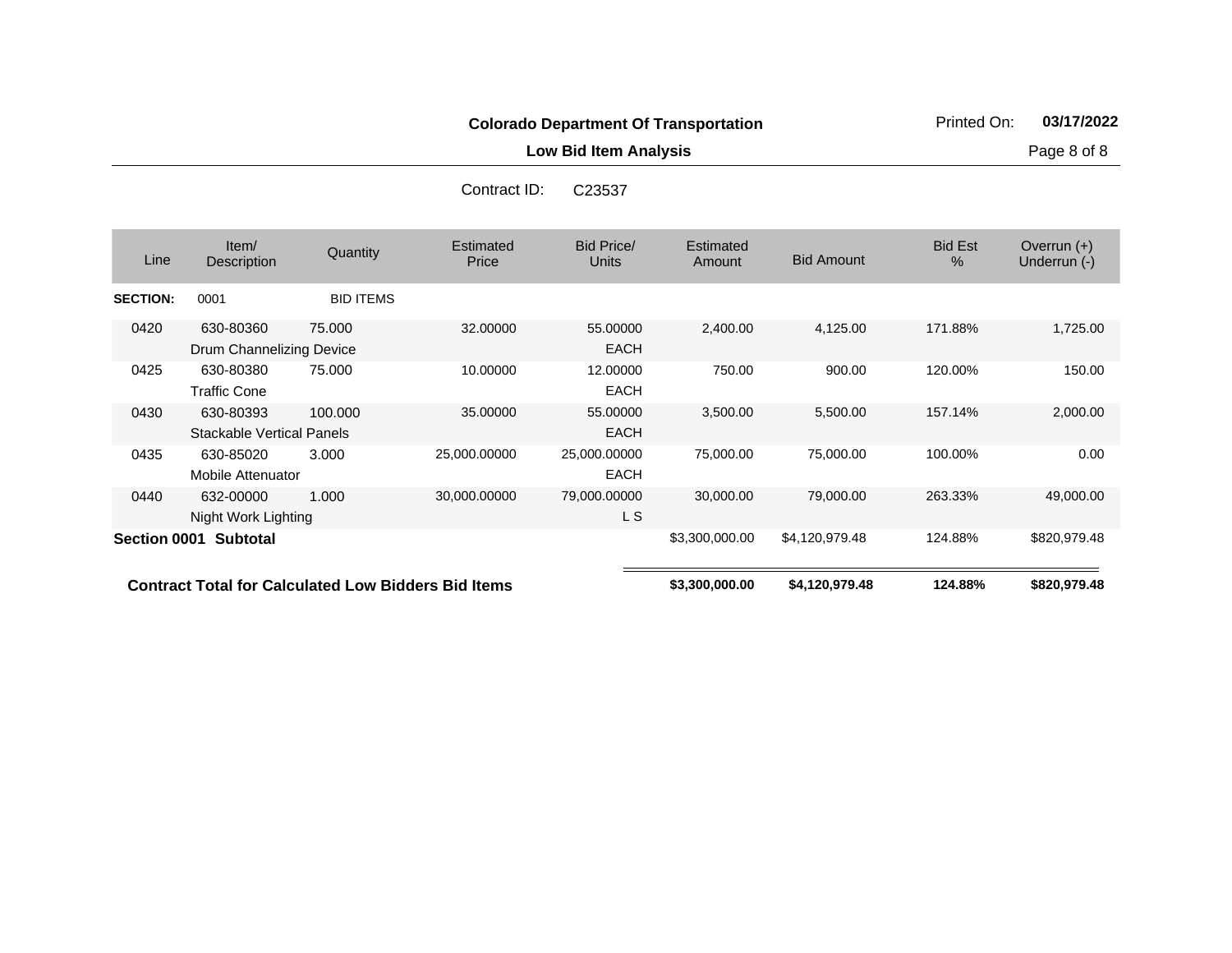**Colorado Department Of Transportation**

**Low Bid Item Analysis**

Printed On: **03/17/2022**

Contract ID: C23537

| Line | Item/ Description | Quantity | Estimated Price | Bid Price/ Units | Estimated Amount | Bid Amount | Bid Est % | Overrun (+) Underrun (-) |
|---|---|---|---|---|---|---|---|---|
| **SECTION:** | 0001 | BID ITEMS | | | | | | |
| 0420 | 630-80360 Drum Channelizing Device | 75.000 | 32.00000 | 55.00000 EACH | 2,400.00 | 4,125.00 | 171.88% | 1,725.00 |
| 0425 | 630-80380 Traffic Cone | 75.000 | 10.00000 | 12.00000 EACH | 750.00 | 900.00 | 120.00% | 150.00 |
| 0430 | 630-80393 Stackable Vertical Panels | 100.000 | 35.00000 | 55.00000 EACH | 3,500.00 | 5,500.00 | 157.14% | 2,000.00 |
| 0435 | 630-85020 Mobile Attenuator | 3.000 | 25,000.00000 | 25,000.00000 EACH | 75,000.00 | 75,000.00 | 100.00% | 0.00 |
| 0440 | 632-00000 Night Work Lighting | 1.000 | 30,000.00000 | 79,000.00000 L S | 30,000.00 | 79,000.00 | 263.33% | 49,000.00 |
| **Section 0001 Subtotal** | | | | | $3,300,000.00 | $4,120,979.48 | 124.88% | $820,979.48 |
| **Contract Total for Calculated Low Bidders Bid Items** | | | | | **$3,300,000.00** | **$4,120,979.48** | **124.88%** | **$820,979.48** |